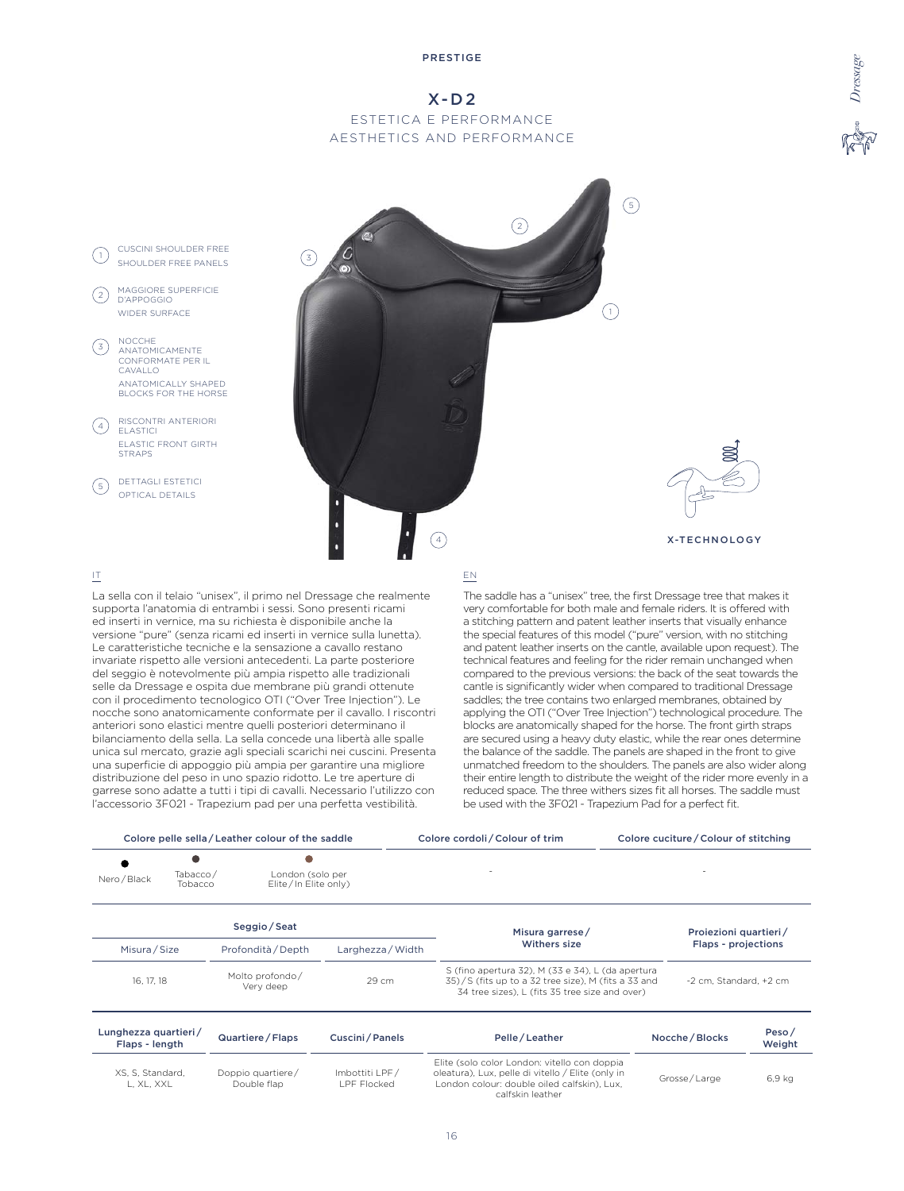PRESTIGE

# X-D2

## ESTETICA E PERFORMANCE
## AESTHETICS AND PERFORMANCE

1. CUSCINI SHOULDER FREE
   SHOULDER FREE PANELS
2. MAGGIORE SUPERFICIE D'APPOGGIO
   WIDER SURFACE
3. NOCCHE ANATOMICAMENTE CONFORMATE PER IL CAVALLO
   ANATOMICALLY SHAPED BLOCKS FOR THE HORSE
4. RISCONTRI ANTERIORI ELASTICI
   ELASTIC FRONT GIRTH STRAPS
5. DETTAGLI ESTETICI
   OPTICAL DETAILS

X-TECHNOLOGY

IT

La sella con il telaio "unisex", il primo nel Dressage che realmente supporta l'anatomia di entrambi i sessi. Sono presenti ricami ed inserti in vernice, ma su richiesta è disponibile anche la versione "pure" (senza ricami ed inserti in vernice sulla lunetta). Le caratteristiche tecniche e la sensazione a cavallo restano invariate rispetto alle versioni antecedenti. La parte posteriore del seggio è notevolmente più ampia rispetto alle tradizionali selle da Dressage e ospita due membrane più grandi ottenute con il procedimento tecnologico OTI ("Over Tree Injection"). Le nocche sono anatomicamente conformate per il cavallo. I riscontri anteriori sono elastici mentre quelli posteriori determinano il bilanciamento della sella. La sella concede una libertà alle spalle unica sul mercato, grazie agli speciali scarichi nei cuscini. Presenta una superficie di appoggio più ampia per garantire una migliore distribuzione del peso in uno spazio ridotto. Le tre aperture di garrese sono adatte a tutti i tipi di cavalli. Necessario l'utilizzo con l'accessorio 3F021 - Trapezium pad per una perfetta vestibilità.

EN

The saddle has a "unisex" tree, the first Dressage tree that makes it very comfortable for both male and female riders. It is offered with a stitching pattern and patent leather inserts that visually enhance the special features of this model ("pure" version, with no stitching and patent leather inserts on the cantle, available upon request). The technical features and feeling for the rider remain unchanged when compared to the previous versions: the back of the seat towards the cantle is significantly wider when compared to traditional Dressage saddles; the tree contains two enlarged membranes, obtained by applying the OTI ("Over Tree Injection") technological procedure. The blocks are anatomically shaped for the horse. The front girth straps are secured using a heavy duty elastic, while the rear ones determine the balance of the saddle. The panels are shaped in the front to give unmatched freedom to the shoulders. The panels are also wider along their entire length to distribute the weight of the rider more evenly in a reduced space. The three withers sizes fit all horses. The saddle must be used with the 3F021 - Trapezium Pad for a perfect fit.

| Colore pelle sella / Leather colour of the saddle | | | Colore cordoli / Colour of trim | Colore cuciture / Colour of stitching |
|---|---|---|---|---|
| Nero / Black | Tabacco / Tobacco | London (solo per Elite / In Elite only) | - | - |

| Seggio / Seat | | | Misura garrese / Withers size | Proiezioni quartieri / Flaps - projections |
|---|---|---|---|---|
| Misura / Size | Profondità / Depth | Larghezza / Width | | |
| 16, 17, 18 | Molto profondo / Very deep | 29 cm | S (fino apertura 32), M (33 e 34), L (da apertura 35) / S (fits up to a 32 tree size), M (fits a 33 and 34 tree sizes), L (fits 35 tree size and over) | -2 cm, Standard, +2 cm |

| Lunghezza quartieri / Flaps - length | Quartiere / Flaps | Cuscini / Panels | Pelle / Leather | Nocche / Blocks | Peso / Weight |
|---|---|---|---|---|---|
| XS, S, Standard, L, XL, XXL | Doppio quartiere / Double flap | Imbottiti LPF / LPF Flocked | Elite (solo color London: vitello con doppia oleatura), Lux, pelle di vitello / Elite (only in London colour: double oiled calfskin), Lux, calfskin leather | Grosse / Large | 6,9 kg |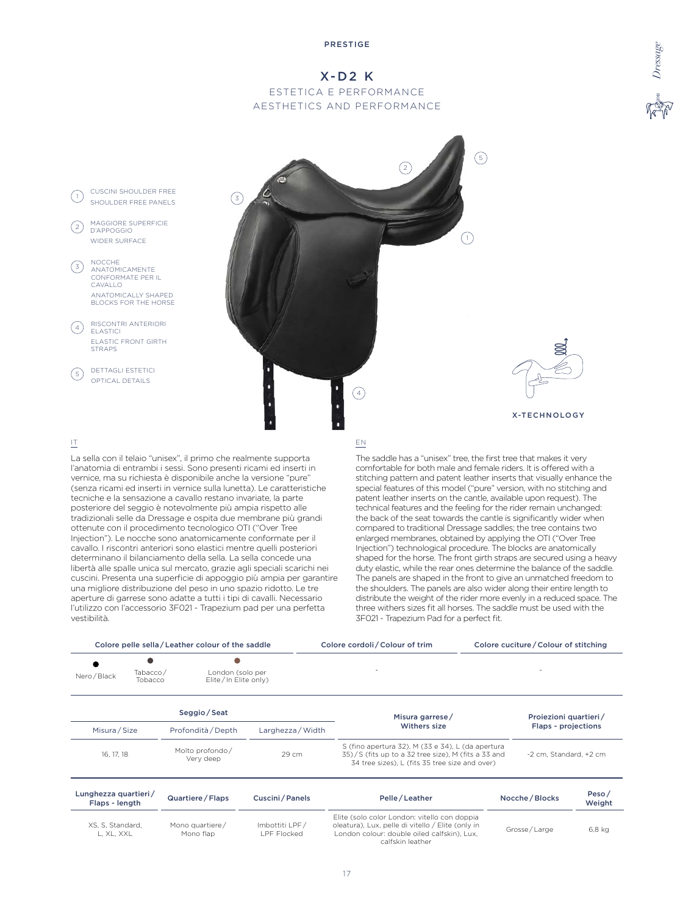PRESTIGE

# X-D2 K

## ESTETICA E PERFORMANCE
## AESTHETICS AND PERFORMANCE

1. CUSCINI SHOULDER FREE
   SHOULDER FREE PANELS
2. MAGGIORE SUPERFICIE D'APPOGGIO
   WIDER SURFACE
3. NOCCHE ANATOMICAMENTE CONFORMATE PER IL CAVALLO
   ANATOMICALLY SHAPED BLOCKS FOR THE HORSE
4. RISCONTRI ANTERIORI ELASTICI
   ELASTIC FRONT GIRTH STRAPS
5. DETTAGLI ESTETICI
   OPTICAL DETAILS

X-TECHNOLOGY

IT

La sella con il telaio "unisex", il primo che realmente supporta l'anatomia di entrambi i sessi. Sono presenti ricami ed inserti in vernice, ma su richiesta è disponibile anche la versione "pure" (senza ricami ed inserti in vernice sulla lunetta). Le caratteristiche tecniche e la sensazione a cavallo restano invariate, la parte posteriore del seggio è notevolmente più ampia rispetto alle tradizionali selle da Dressage e ospita due membrane più grandi ottenute con il procedimento tecnologico OTI ("Over Tree Injection"). Le nocche sono anatomicamente conformate per il cavallo. I riscontri anteriori sono elastici mentre quelli posteriori determinano il bilanciamento della sella. La sella concede una libertà alle spalle unica sul mercato, grazie agli speciali scarichi nei cuscini. Presenta una superficie di appoggio più ampia per garantire una migliore distribuzione del peso in uno spazio ridotto. Le tre aperture di garrese sono adatte a tutti i tipi di cavalli. Necessario l'utilizzo con l'accessorio 3F021 - Trapezium pad per una perfetta vestibilità.

EN

The saddle has a "unisex" tree, the first tree that makes it very comfortable for both male and female riders. It is offered with a stitching pattern and patent leather inserts that visually enhance the special features of this model ("pure" version, with no stitching and patent leather inserts on the cantle, available upon request). The technical features and the feeling for the rider remain unchanged: the back of the seat towards the cantle is significantly wider when compared to traditional Dressage saddles; the tree contains two enlarged membranes, obtained by applying the OTI ("Over Tree Injection") technological procedure. The blocks are anatomically shaped for the horse. The front girth straps are secured using a heavy duty elastic, while the rear ones determine the balance of the saddle. The panels are shaped in the front to give an unmatched freedom to the shoulders. The panels are also wider along their entire length to distribute the weight of the rider more evenly in a reduced space. The three withers sizes fit all horses. The saddle must be used with the 3F021 - Trapezium Pad for a perfect fit.

| Colore pelle sella / Leather colour of the saddle | | | Colore cordoli / Colour of trim | Colore cuciture / Colour of stitching |
|---|---|---|---|---|
| Nero / Black | Tabacco / Tobacco | London (solo per Elite / In Elite only) | - | - |

| Seggio / Seat | | | Misura garrese / Withers size | Proiezioni quartieri / Flaps - projections |
|---|---|---|---|---|
| Misura / Size | Profondità / Depth | Larghezza / Width | | |
| 16, 17, 18 | Molto profondo / Very deep | 29 cm | S (fino apertura 32), M (33 e 34), L (da apertura 35) / S (fits up to a 32 tree size), M (fits a 33 and 34 tree sizes), L (fits 35 tree size and over) | -2 cm, Standard, +2 cm |

| Lunghezza quartieri / Flaps - length | Quartiere / Flaps | Cuscini / Panels | Pelle / Leather | Nocche / Blocks | Peso / Weight |
|---|---|---|---|---|---|
| XS, S, Standard, L, XL, XXL | Mono quartiere / Mono flap | Imbottiti LPF / LPF Flocked | Elite (solo color London: vitello con doppia oleatura), Lux, pelle di vitello / Elite (only in London colour: double oiled calfskin), Lux, calfskin leather | Grosse / Large | 6,8 kg |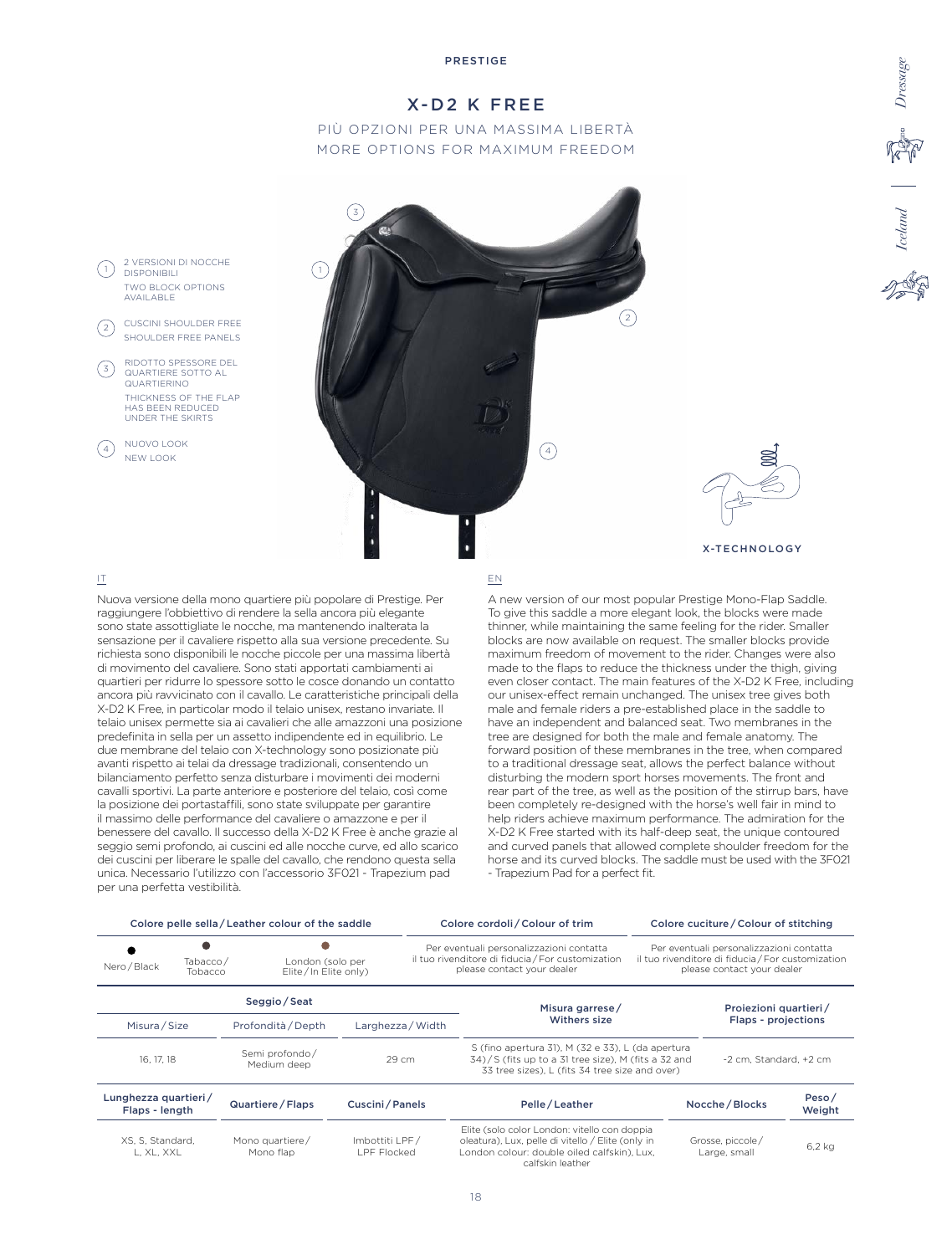PRESTIGE

# X-D2 K FREE

PIÙ OPZIONI PER UNA MASSIMA LIBERTÀ
MORE OPTIONS FOR MAXIMUM FREEDOM

1. 2 VERSIONI DI NOCCHE DISPONIBILI
   TWO BLOCK OPTIONS AVAILABLE
2. CUSCINI SHOULDER FREE
   SHOULDER FREE PANELS
3. RIDOTTO SPESSORE DEL QUARTIERE SOTTO AL QUARTIERINO
   THICKNESS OF THE FLAP HAS BEEN REDUCED UNDER THE SKIRTS
4. NUOVO LOOK
   NEW LOOK

X-TECHNOLOGY

IT

Nuova versione della mono quartiere più popolare di Prestige. Per raggiungere l'obbiettivo di rendere la sella ancora più elegante sono state assottigliate le nocche, ma mantenendo inalterata la sensazione per il cavaliere rispetto alla sua versione precedente. Su richiesta sono disponibili le nocche piccole per una massima libertà di movimento del cavaliere. Sono stati apportati cambiamenti ai quartieri per ridurre lo spessore sotto le cosce donando un contatto ancora più ravvicinato con il cavallo. Le caratteristiche principali della X-D2 K Free, in particolar modo il telaio unisex, restano invariate. Il telaio unisex permette sia ai cavalieri che alle amazzoni una posizione predefinita in sella per un assetto indipendente ed in equilibrio. Le due membrane del telaio con X-technology sono posizionate più avanti rispetto ai telai da dressage tradizionali, consentendo un bilanciamento perfetto senza disturbare i movimenti dei moderni cavalli sportivi. La parte anteriore e posteriore del telaio, così come la posizione dei portastaffili, sono state sviluppate per garantire il massimo delle performance del cavaliere o amazzone e per il benessere del cavallo. Il successo della X-D2 K Free è anche grazie al seggio semi profondo, ai cuscini ed alle nocche curve, ed allo scarico dei cuscini per liberare le spalle del cavallo, che rendono questa sella unica. Necessario l'utilizzo con l'accessorio 3F021 - Trapezium pad per una perfetta vestibilità.

EN

A new version of our most popular Prestige Mono-Flap Saddle. To give this saddle a more elegant look, the blocks were made thinner, while maintaining the same feeling for the rider. Smaller blocks are now available on request. The smaller blocks provide maximum freedom of movement to the rider. Changes were also made to the flaps to reduce the thickness under the thigh, giving even closer contact. The main features of the X-D2 K Free, including our unisex-effect remain unchanged. The unisex tree gives both male and female riders a pre-established place in the saddle to have an independent and balanced seat. Two membranes in the tree are designed for both the male and female anatomy. The forward position of these membranes in the tree, when compared to a traditional dressage seat, allows the perfect balance without disturbing the modern sport horses movements. The front and rear part of the tree, as well as the position of the stirrup bars, have been completely re-designed with the horse's well fair in mind to help riders achieve maximum performance. The admiration for the X-D2 K Free started with its half-deep seat, the unique contoured and curved panels that allowed complete shoulder freedom for the horse and its curved blocks. The saddle must be used with the 3F021 - Trapezium Pad for a perfect fit.

| Colore pelle sella / Leather colour of the saddle | | | Colore cordoli / Colour of trim | Colore cuciture / Colour of stitching |
|---|---|---|---|---|
| Nero / Black | Tabacco / Tobacco | London (solo per Elite / In Elite only) | Per eventuali personalizzazioni contatta il tuo rivenditore di fiducia / For customization please contact your dealer | Per eventuali personalizzazioni contatta il tuo rivenditore di fiducia / For customization please contact your dealer |

| Seggio / Seat | | | Misura garrese / Withers size | Proiezioni quartieri / Flaps - projections |
|---|---|---|---|---|
| Misura / Size | Profondità / Depth | Larghezza / Width | | |
| 16, 17, 18 | Semi profondo / Medium deep | 29 cm | S (fino apertura 31), M (32 e 33), L (da apertura 34) / S (fits up to a 31 tree size), M (fits a 32 and 33 tree sizes), L (fits 34 tree size and over) | -2 cm, Standard, +2 cm |

| Lunghezza quartieri / Flaps - length | Quartiere / Flaps | Cuscini / Panels | Pelle / Leather | Nocche / Blocks | Peso / Weight |
|---|---|---|---|---|---|
| XS, S, Standard, L, XL, XXL | Mono quartiere / Mono flap | Imbottiti LPF / LPF Flocked | Elite (solo color London: vitello con doppia oleatura), Lux, pelle di vitello / Elite (only in London colour: double oiled calfskin), Lux, calfskin leather | Grosse, piccole / Large, small | 6,2 kg |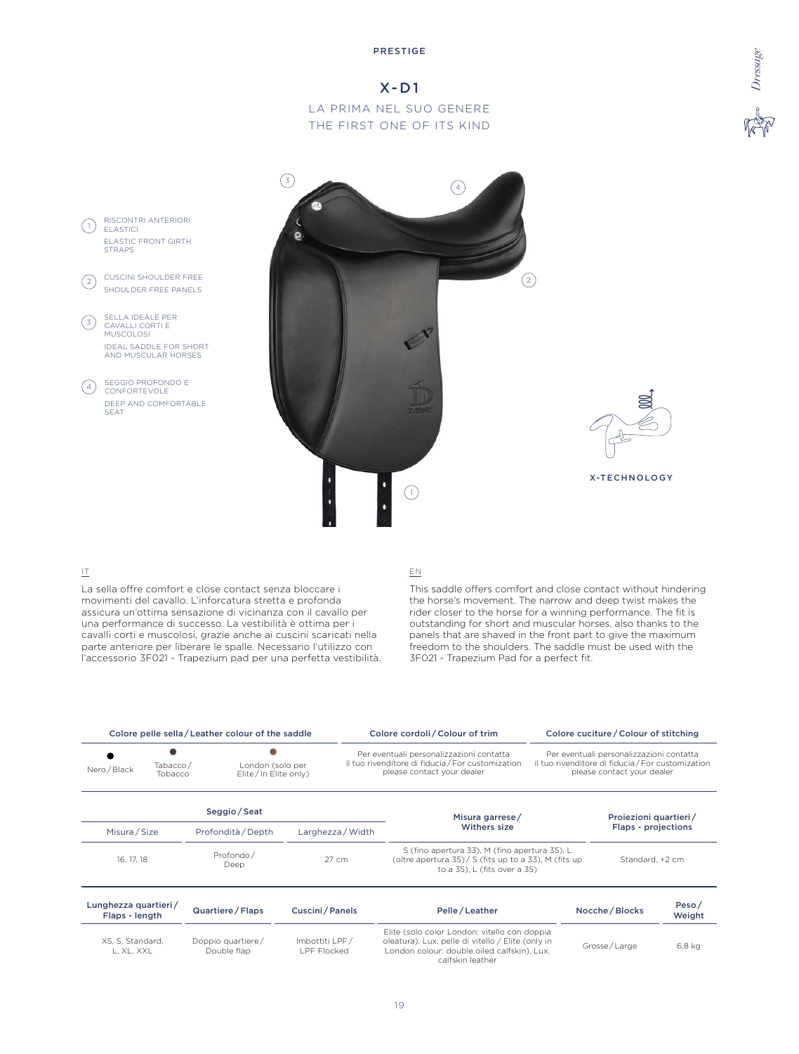PRESTIGE

# X-D1

LA PRIMA NEL SUO GENERE
THE FIRST ONE OF ITS KIND

1. RISCONTRI ANTERIORI ELASTICI
   ELASTIC FRONT GIRTH STRAPS
2. CUSCINI SHOULDER FREE
   SHOULDER FREE PANELS
3. SELLA IDEALE PER CAVALLI CORTI E MUSCOLOSI
   IDEAL SADDLE FOR SHORT AND MUSCULAR HORSES
4. SEGGIO PROFONDO E CONFORTEVOLE
   DEEP AND COMFORTABLE SEAT

X-TECHNOLOGY

IT

La sella offre comfort e close contact senza bloccare i movimenti del cavallo. L'inforcatura stretta e profonda assicura un'ottima sensazione di vicinanza con il cavallo per una performance di successo. La vestibilità è ottima per i cavalli corti e muscolosi, grazie anche ai cuscini scaricati nella parte anteriore per liberare le spalle. Necessario l'utilizzo con l'accessorio 3F021 - Trapezium pad per una perfetta vestibilità.

EN

This saddle offers comfort and close contact without hindering the horse's movement. The narrow and deep twist makes the rider closer to the horse for a winning performance. The fit is outstanding for short and muscular horses, also thanks to the panels that are shaved in the front part to give the maximum freedom to the shoulders. The saddle must be used with the 3F021 - Trapezium Pad for a perfect fit.

| Colore pelle sella / Leather colour of the saddle | | | Colore cordoli / Colour of trim | Colore cucitura / Colour of stitching |
|---|---|---|---|---|
| Nero / Black | Tabacco / Tobacco | London (solo per Elite / In Elite only) | Per eventuali personalizzazioni contatta il tuo rivenditore di fiducia / For customization please contact your dealer | Per eventuali personalizzazioni contatta il tuo rivenditore di fiducia / For customization please contact your dealer |

| Seggio / Seat | | | Misura garrese / Withers size | Proiezioni quartieri / Flaps - projections |
|---|---|---|---|---|
| Misura / Size | Profondità / Depth | Larghezza / Width | | |
| 16, 17, 18 | Profondo / Deep | 27 cm | S (fino apertura 33), M (fino apertura 35), L (oltre apertura 35) / S (fits up to a 33), M (fits up to a 35), L (fits over a 35) | Standard, +2 cm |

| Lunghezza quartieri / Flaps - length | Quartiere / Flaps | Cuscini / Panels | Pelle / Leather | Nocche / Blocks | Peso / Weight |
|---|---|---|---|---|---|
| XS, S, Standard, L, XL, XXL | Doppio quartiere / Double flap | Imbottiti LPF / LPF Flocked | Elite (solo color London: vitello con doppia oleatura), Lux, pelle di vitello / Elite (only in London colour: double oiled calfskin), Lux, calfskin leather | Grosse / Large | 6,8 kg |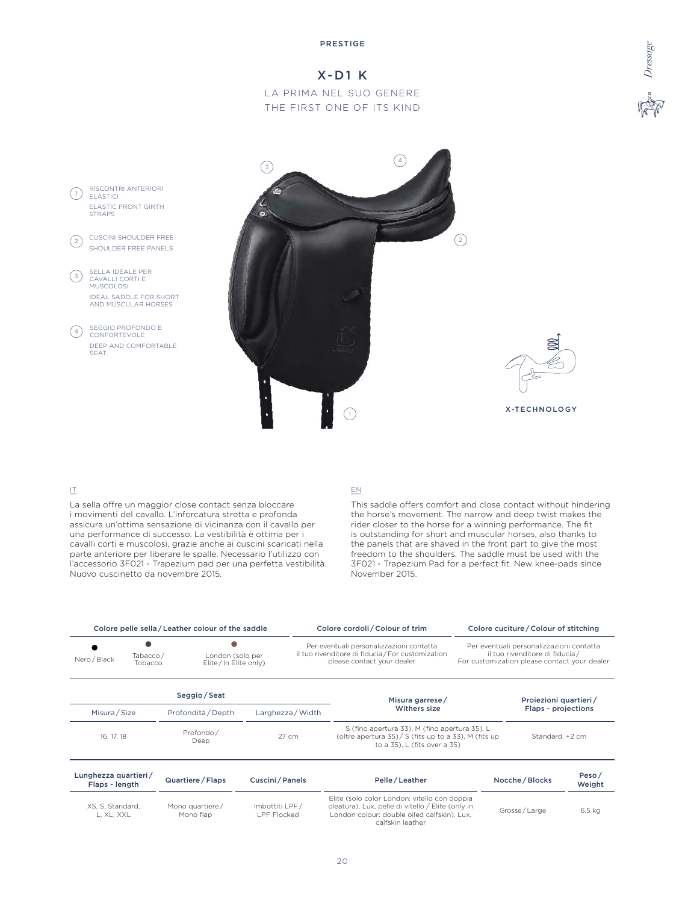PRESTIGE

# X-D1 K

LA PRIMA NEL SUO GENERE
THE FIRST ONE OF ITS KIND

1. RISCONTRI ANTERIORI ELASTICI
   ELASTIC FRONT GIRTH STRAPS
2. CUSCINI SHOULDER FREE
   SHOULDER FREE PANELS
3. SELLA IDEALE PER CAVALLI CORTI E MUSCOLOSI
   IDEAL SADDLE FOR SHORT AND MUSCULAR HORSES
4. SEGGIO PROFONDO E CONFORTEVOLE
   DEEP AND COMFORTABLE SEAT

X-TECHNOLOGY

IT

La sella offre un maggior close contact senza bloccare i movimenti del cavallo. L'inforcatura stretta e profonda assicura un'ottima sensazione di vicinanza con il cavallo per una performance di successo. La vestibilità è ottima per i cavalli corti e muscolosi, grazie anche ai cuscini scaricati nella parte anteriore per liberare le spalle. Necessario l'utilizzo con l'accessorio 3F021 - Trapezium pad per una perfetta vestibilità. Nuovo cuscinetto da novembre 2015.

EN

This saddle offers comfort and close contact without hindering the horse's movement. The narrow and deep twist makes the rider closer to the horse for a winning performance. The fit is outstanding for short and muscular horses, also thanks to the panels that are shaved in the front part to give the most freedom to the shoulders. The saddle must be used with the 3F021 - Trapezium Pad for a perfect fit. New knee-pads since November 2015.

| Colore pelle sella / Leather colour of the saddle | | | Colore cordoli / Colour of trim | Colore cucitura / Colour of stitching |
|---|---|---|---|---|
| Nero / Black | Tabacco / Tobacco | London (solo per Elite / In Elite only) | Per eventuali personalizzazioni contatta il tuo rivenditore di fiducia / For customization please contact your dealer | Per eventuali personalizzazioni contatta il tuo rivenditore di fiducia / For customization please contact your dealer |

| Seggio / Seat | | | Misura garrese / Withers size | Proiezioni quartieri / Flaps - projections |
|---|---|---|---|---|
| Misura / Size | Profondità / Depth | Larghezza / Width | | |
| 16, 17, 18 | Profondo / Deep | 27 cm | S (fino apertura 33), M (fino apertura 35), L (oltre apertura 35) / S (fits up to a 33), M (fits up to a 35), L (fits over a 35) | Standard, +2 cm |

| Lunghezza quartieri / Flaps - length | Quartiere / Flaps | Cuscini / Panels | Pelle / Leather | Nocche / Blocks | Peso / Weight |
|---|---|---|---|---|---|
| XS, S, Standard, L, XL, XXL | Mono quartiere / Mono flap | Imbottiti LPF / LPF Flocked | Elite (solo color London: vitello con doppia oleatura), Lux, pelle di vitello / Elite (only in London colour: double oiled calfskin), Lux, calfskin leather | Grosse / Large | 6,5 kg |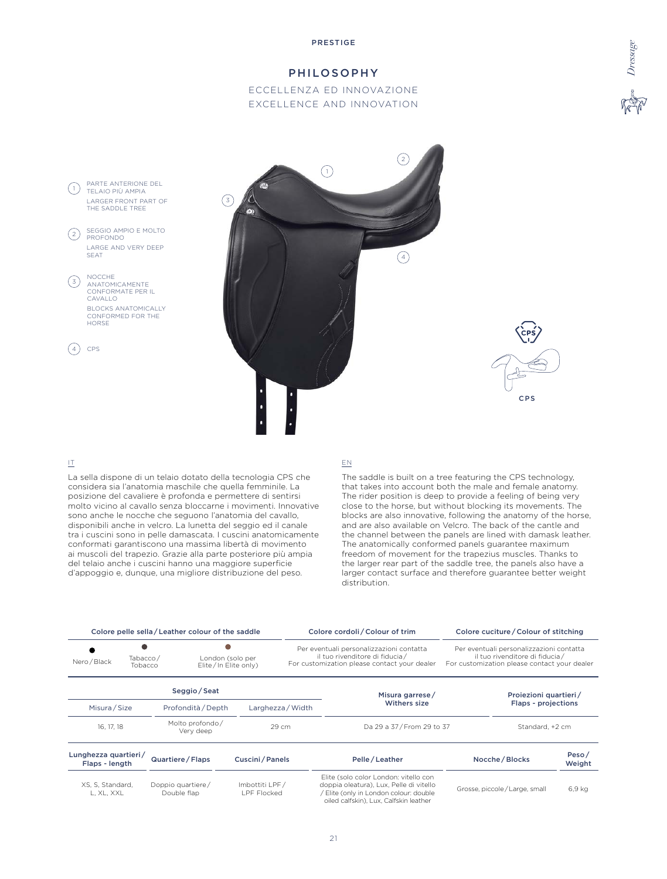PRESTIGE

# PHILOSOPHY

## ECCELLENZA ED INNOVAZIONE
## EXCELLENCE AND INNOVATION

1. PARTE ANTERIONE DEL TELAIO PIÙ AMPIA
   LARGER FRONT PART OF THE SADDLE TREE
2. SEGGIO AMPIO E MOLTO PROFONDO
   LARGE AND VERY DEEP SEAT
3. NOCCHE ANATOMICAMENTE CONFORMATE PER IL CAVALLO
   BLOCKS ANATOMICALLY CONFORMED FOR THE HORSE
4. CPS

CPS

IT

La sella dispone di un telaio dotato della tecnologia CPS che considera sia l'anatomia maschile che quella femminile. La posizione del cavaliere è profonda e permettere di sentirsi molto vicino al cavallo senza bloccarne i movimenti. Innovative sono anche le nocche che seguono l'anatomia del cavallo, disponibili anche in velcro. La lunetta del seggio ed il canale tra i cuscini sono in pelle damascata. I cuscini anatomicamente conformati garantiscono una massima libertà di movimento ai muscoli del trapezio. Grazie alla parte posteriore più ampia del telaio anche i cuscini hanno una maggiore superficie d'appoggio e, dunque, una migliore distribuzione del peso.

EN

The saddle is built on a tree featuring the CPS technology, that takes into account both the male and female anatomy. The rider position is deep to provide a feeling of being very close to the horse, but without blocking its movements. The blocks are also innovative, following the anatomy of the horse, and are also available on Velcro. The back of the cantle and the channel between the panels are lined with damask leather. The anatomically conformed panels guarantee maximum freedom of movement for the trapezius muscles. Thanks to the larger rear part of the saddle tree, the panels also have a larger contact surface and therefore guarantee better weight distribution.

| Colore pelle sella / Leather colour of the saddle | | | Colore cordoli / Colour of trim | Colore cuciture / Colour of stitching |
|---|---|---|---|---|
| Nero / Black | Tabacco / Tobacco | London (solo per Elite / In Elite only) | Per eventuali personalizzazioni contatta il tuo rivenditore di fiducia / For customization please contact your dealer | Per eventuali personalizzazioni contatta il tuo rivenditore di fiducia / For customization please contact your dealer |

| Seggio / Seat | | | Misura garrese / Withers size | Proiezioni quartieri / Flaps - projections |
|---|---|---|---|---|
| Misura / Size | Profondità / Depth | Larghezza / Width | | |
| 16, 17, 18 | Molto profondo / Very deep | 29 cm | Da 29 a 37 / From 29 to 37 | Standard, +2 cm |

| Lunghezza quartieri / Flaps - length | Quartiere / Flaps | Cuscini / Panels | Pelle / Leather | Nocche / Blocks | Peso / Weight |
|---|---|---|---|---|---|
| XS, S, Standard, L, XL, XXL | Doppio quartiere / Double flap | Imbottiti LPF / LPF Flocked | Elite (solo color London: vitello con doppia oleatura), Lux, Pelle di vitello / Elite (only in London colour: double oiled calfskin), Lux, Calfskin leather | Grosse, piccole / Large, small | 6,9 kg |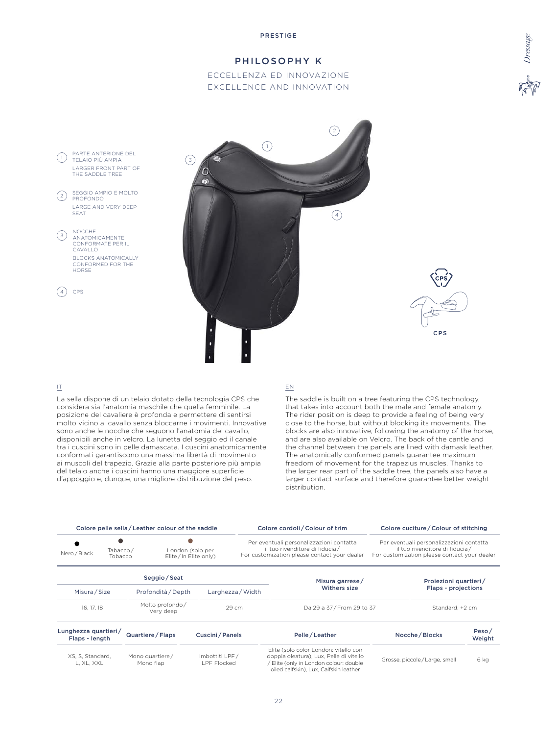PRESTIGE

# PHILOSOPHY K

## ECCELLENZA ED INNOVAZIONE
## EXCELLENCE AND INNOVATION

1. PARTE ANTERIONE DEL TELAIO PIÙ AMPIA
   LARGER FRONT PART OF THE SADDLE TREE
2. SEGGIO AMPIO E MOLTO PROFONDO
   LARGE AND VERY DEEP SEAT
3. NOCCHE ANATOMICAMENTE CONFORMATE PER IL CAVALLO
   BLOCKS ANATOMICALLY CONFORMED FOR THE HORSE
4. CPS

CPS

IT

La sella dispone di un telaio dotato della tecnologia CPS che considera sia l'anatomia maschile che quella femminile. La posizione del cavaliere è profonda e permettere di sentirsi molto vicino al cavallo senza bloccarne i movimenti. Innovative sono anche le nocche che seguono l'anatomia del cavallo, disponibili anche in velcro. La lunetta del seggio ed il canale tra i cuscini sono in pelle damascata. I cuscini anatomicamente conformati garantiscono una massima libertà di movimento ai muscoli del trapezio. Grazie alla parte posteriore più ampia del telaio anche i cuscini hanno una maggiore superficie d'appoggio e, dunque, una migliore distribuzione del peso.

EN

The saddle is built on a tree featuring the CPS technology, that takes into account both the male and female anatomy. The rider position is deep to provide a feeling of being very close to the horse, but without blocking its movements. The blocks are also innovative, following the anatomy of the horse, and are also available on Velcro. The back of the cantle and the channel between the panels are lined with damask leather. The anatomically conformed panels guarantee maximum freedom of movement for the trapezius muscles. Thanks to the larger rear part of the saddle tree, the panels also have a larger contact surface and therefore guarantee better weight distribution.

| Colore pelle sella / Leather colour of the saddle | | | Colore cordoli / Colour of trim | Colore cuciture / Colour of stitching |
|---|---|---|---|---|
| Nero / Black | Tabacco / Tobacco | London (solo per Elite / In Elite only) | Per eventuali personalizzazioni contatta il tuo rivenditore di fiducia / For customization please contact your dealer | Per eventuali personalizzazioni contatta il tuo rivenditore di fiducia / For customization please contact your dealer |

| Seggio / Seat | | | Misura garrese / Withers size | Proiezioni quartieri / Flaps - projections |
|---|---|---|---|---|
| Misura / Size | Profondità / Depth | Larghezza / Width | | |
| 16, 17, 18 | Molto profondo / Very deep | 29 cm | Da 29 a 37 / From 29 to 37 | Standard, +2 cm |

| Lunghezza quartieri / Flaps - length | Quartiere / Flaps | Cuscini / Panels | Pelle / Leather | Nocche / Blocks | Peso / Weight |
|---|---|---|---|---|---|
| XS, S, Standard, L, XL, XXL | Mono quartiere / Mono flap | Imbottiti LPF / LPF Flocked | Elite (solo color London: vitello con doppia oleatura), Lux, Pelle di vitello / Elite (only in London colour: double oiled calfskin), Lux, Calfskin leather | Grosse, piccole / Large, small | 6 kg |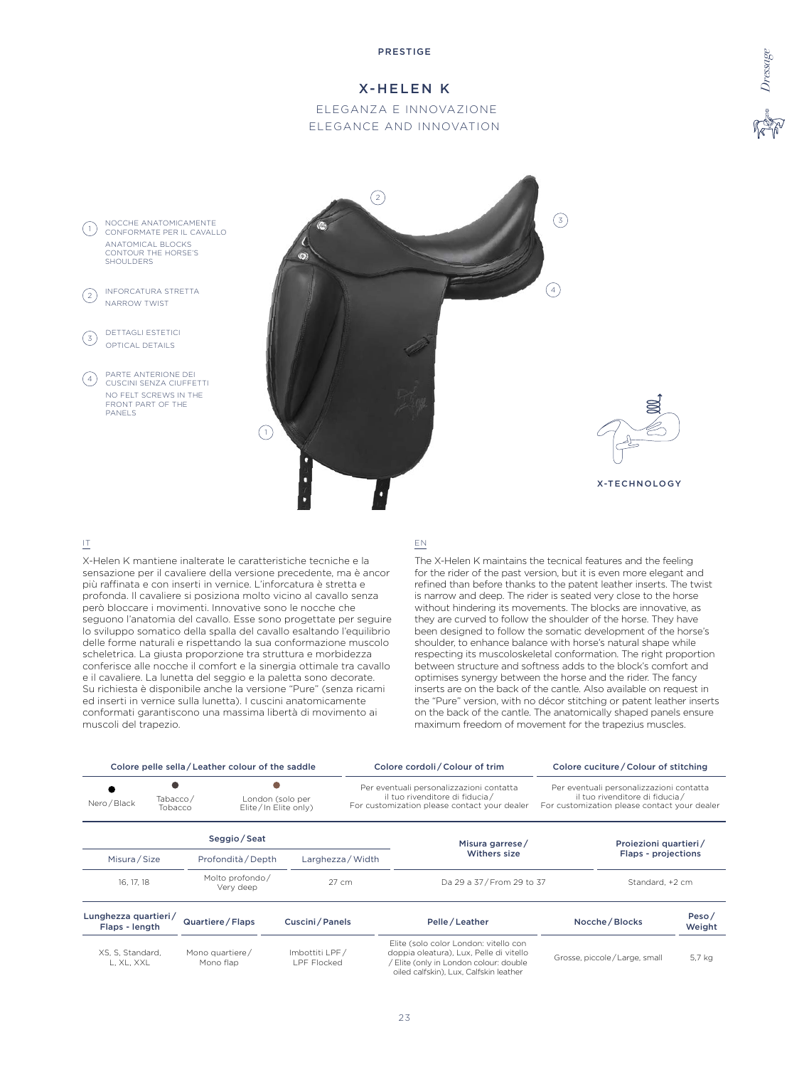PRESTIGE

# X-HELEN K

ELEGANZA E INNOVAZIONE
ELEGANCE AND INNOVATION

1. NOCCHE ANATOMICAMENTE CONFORMATE PER IL CAVALLO
   ANATOMICAL BLOCKS CONTOUR THE HORSE'S SHOULDERS
2. INFORCATURA STRETTA
   NARROW TWIST
3. DETTAGLI ESTETICI
   OPTICAL DETAILS
4. PARTE ANTERIONE DEI CUSCINI SENZA CIUFFETTI
   NO FELT SCREWS IN THE FRONT PART OF THE PANELS

X-TECHNOLOGY

IT

X-Helen K mantiene inalterate le caratteristiche tecniche e la sensazione per il cavaliere della versione precedente, ma è ancor più raffinata e con inserti in vernice. L'inforcatura è stretta e profonda. Il cavaliere si posiziona molto vicino al cavallo senza però bloccare i movimenti. Innovative sono le nocche che seguono l'anatomia del cavallo. Esse sono progettate per seguire lo sviluppo somatico della spalla del cavallo esaltando l'equilibrio delle forme naturali e rispettando la sua conformazione muscolo scheletrica. La giusta proporzione tra struttura e morbidezza conferisce alle nocche il comfort e la sinergia ottimale tra cavallo e il cavaliere. La lunetta del seggio e la paletta sono decorate. Su richiesta è disponibile anche la versione "Pure" (senza ricami ed inserti in vernice sulla lunetta). I cuscini anatomicamente conformati garantiscono una massima libertà di movimento ai muscoli del trapezio.

EN

The X-Helen K maintains the tecnical features and the feeling for the rider of the past version, but it is even more elegant and refined than before thanks to the patent leather inserts. The twist is narrow and deep. The rider is seated very close to the horse without hindering its movements. The blocks are innovative, as they are curved to follow the shoulder of the horse. They have been designed to follow the somatic development of the horse's shoulder, to enhance balance with horse's natural shape while respecting its muscoloskeletal conformation. The right proportion between structure and softness adds to the block's comfort and optimises synergy between the horse and the rider. The fancy inserts are on the back of the cantle. Also available on request in the "Pure" version, with no décor stitching or patent leather inserts on the back of the cantle. The anatomically shaped panels ensure maximum freedom of movement for the trapezius muscles.

| Colore pelle sella / Leather colour of the saddle | | | Colore cordoli / Colour of trim | Colore cuciture / Colour of stitching |
|---|---|---|---|---|
| Nero / Black | Tabacco / Tobacco | London (solo per Elite / In Elite only) | Per eventuali personalizzazioni contatta il tuo rivenditore di fiducia / For customization please contact your dealer | Per eventuali personalizzazioni contatta il tuo rivenditore di fiducia / For customization please contact your dealer |

| Seggio / Seat | | | Misura garrese / Withers size | Proiezioni quartieri / Flaps - projections |
|---|---|---|---|---|
| Misura / Size | Profondità / Depth | Larghezza / Width | | |
| 16, 17, 18 | Molto profondo / Very deep | 27 cm | Da 29 a 37 / From 29 to 37 | Standard, +2 cm |

| Lunghezza quartieri / Flaps - length | Quartiere / Flaps | Cuscini / Panels | Pelle / Leather | Nocche / Blocks | Peso / Weight |
|---|---|---|---|---|---|
| XS, S, Standard, L, XL, XXL | Mono quartiere / Mono flap | Imbottiti LPF / LPF Flocked | Elite (solo color London: vitello con doppia oleatura), Lux, Pelle di vitello / Elite (only in London colour: double oiled calfskin), Lux, Calfskin leather | Grosse, piccole / Large, small | 5,7 kg |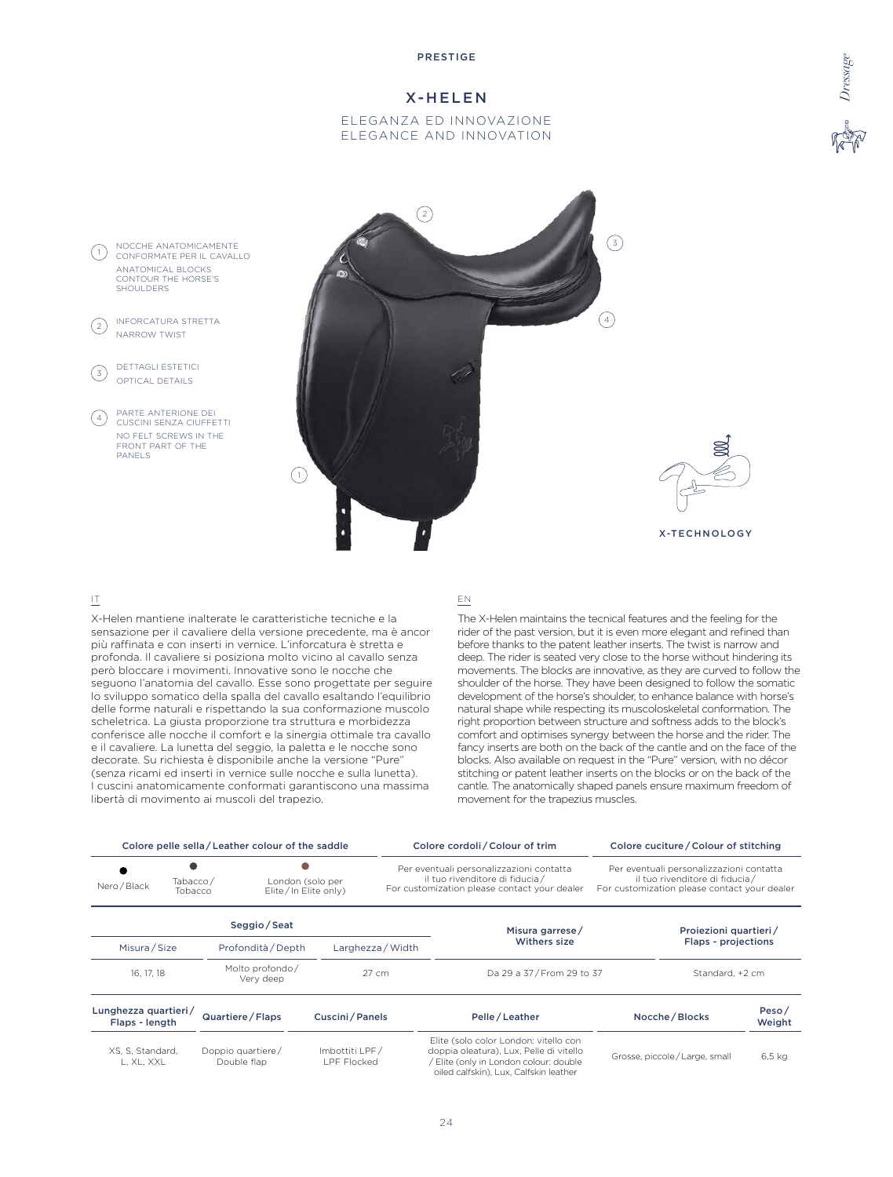PRESTIGE

# X-HELEN

ELEGANZA ED INNOVAZIONE
ELEGANCE AND INNOVATION

1. NOCCHE ANATOMICAMENTE CONFORMATE PER IL CAVALLO
   ANATOMICAL BLOCKS CONTOUR THE HORSE'S SHOULDERS
2. INFORCATURA STRETTA
   NARROW TWIST
3. DETTAGLI ESTETICI
   OPTICAL DETAILS
4. PARTE ANTERIONE DEI CUSCINI SENZA CIUFFETTI
   NO FELT SCREWS IN THE FRONT PART OF THE PANELS

X-TECHNOLOGY

IT

X-Helen mantiene inalterate le caratteristiche tecniche e la sensazione per il cavaliere della versione precedente, ma è ancor più raffinata e con inserti in vernice. L'inforcatura è stretta e profonda. Il cavaliere si posiziona molto vicino al cavallo senza però bloccare i movimenti. Innovative sono le nocche che seguono l'anatomia del cavallo. Esse sono progettate per seguire lo sviluppo somatico della spalla del cavallo esaltando l'equilibrio delle forme naturali e rispettando la sua conformazione muscolo scheletrica. La giusta proporzione tra struttura e morbidezza conferisce alle nocche il comfort e la sinergia ottimale tra cavallo e il cavaliere. La lunetta del seggio, la paletta e le nocche sono decorate. Su richiesta è disponibile anche la versione "Pure" (senza ricami ed inserti in vernice sulle nocche e sulla lunetta). I cuscini anatomicamente conformati garantiscono una massima libertà di movimento ai muscoli del trapezio.

EN

The X-Helen maintains the tecnical features and the feeling for the rider of the past version, but it is even more elegant and refined than before thanks to the patent leather inserts. The twist is narrow and deep. The rider is seated very close to the horse without hindering its movements. The blocks are innovative, as they are curved to follow the shoulder of the horse. They have been designed to follow the somatic development of the horse's shoulder, to enhance balance with horse's natural shape while respecting its muscoloskeletal conformation. The right proportion between structure and softness adds to the block's comfort and optimises synergy between the horse and the rider. The fancy inserts are both on the back of the cantle and on the face of the blocks. Also available on request in the "Pure" version, with no décor stitching or patent leather inserts on the blocks or on the back of the cantle. The anatomically shaped panels ensure maximum freedom of movement for the trapezius muscles.

| Colore pelle sella / Leather colour of the saddle | | | Colore cordoli / Colour of trim | Colore cuciture / Colour of stitching |
|---|---|---|---|---|
| Nero / Black | Tabacco / Tobacco | London (solo per Elite / In Elite only) | Per eventuali personalizzazioni contatta il tuo rivenditore di fiducia / For customization please contact your dealer | Per eventuali personalizzazioni contatta il tuo rivenditore di fiducia / For customization please contact your dealer |

| Seggio / Seat | | | Misura garrese / Withers size | Proiezioni quartieri / Flaps - projections |
|---|---|---|---|---|
| Misura / Size | Profondità / Depth | Larghezza / Width | | |
| 16, 17, 18 | Molto profondo / Very deep | 27 cm | Da 29 a 37 / From 29 to 37 | Standard, +2 cm |

| Lunghezza quartieri / Flaps - length | Quartiere / Flaps | Cuscini / Panels | Pelle / Leather | Nocche / Blocks | Peso / Weight |
|---|---|---|---|---|---|
| XS, S, Standard, L, XL, XXL | Doppio quartiere / Double flap | Imbottiti LPF / LPF Flocked | Elite (solo color London: vitello con doppia oleatura), Lux, Pelle di vitello / Elite (only in London colour: double oiled calfskin), Lux, Calfskin leather | Grosse, piccole / Large, small | 6,5 kg |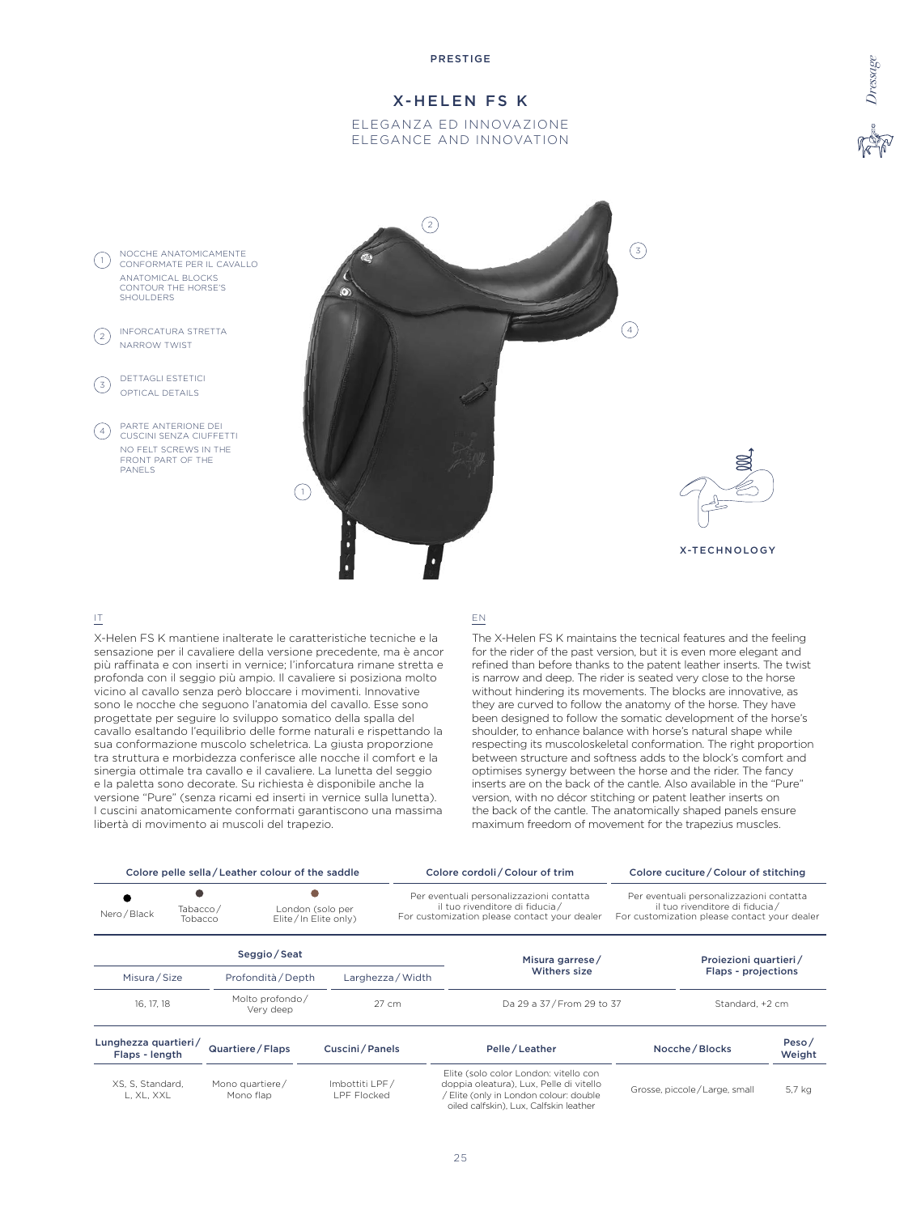PRESTIGE

# X-HELEN FS K

ELEGANZA ED INNOVAZIONE
ELEGANCE AND INNOVATION

1. NOCCHE ANATOMICAMENTE CONFORMATE PER IL CAVALLO
   ANATOMICAL BLOCKS CONTOUR THE HORSE'S SHOULDERS
2. INFORCATURA STRETTA
   NARROW TWIST
3. DETTAGLI ESTETICI
   OPTICAL DETAILS
4. PARTE ANTERIONE DEI CUSCINI SENZA CIUFFETTI
   NO FELT SCREWS IN THE FRONT PART OF THE PANELS

X-TECHNOLOGY

IT

X-Helen FS K mantiene inalterate le caratteristiche tecniche e la sensazione per il cavaliere della versione precedente, ma è ancor più raffinata e con inserti in vernice; l'inforcatura rimane stretta e profonda con il seggio più ampio. Il cavaliere si posiziona molto vicino al cavallo senza però bloccare i movimenti. Innovative sono le nocche che seguono l'anatomia del cavallo. Esse sono progettate per seguire lo sviluppo somatico della spalla del cavallo esaltando l'equilibrio delle forme naturali e rispettando la sua conformazione muscolo scheletrica. La giusta proporzione tra struttura e morbidezza conferisce alle nocche il comfort e la sinergia ottimale tra cavallo e il cavaliere. La lunetta del seggio e la paletta sono decorate. Su richiesta è disponibile anche la versione "Pure" (senza ricami ed inserti in vernice sulla lunetta). I cuscini anatomicamente conformati garantiscono una massima libertà di movimento ai muscoli del trapezio.

EN

The X-Helen FS K maintains the tecnical features and the feeling for the rider of the past version, but it is even more elegant and refined than before thanks to the patent leather inserts. The twist is narrow and deep. The rider is seated very close to the horse without hindering its movements. The blocks are innovative, as they are curved to follow the anatomy of the horse. They have been designed to follow the somatic development of the horse's shoulder, to enhance balance with horse's natural shape while respecting its muscoloskeletal conformation. The right proportion between structure and softness adds to the block's comfort and optimises synergy between the horse and the rider. The fancy inserts are on the back of the cantle. Also available in the "Pure" version, with no décor stitching or patent leather inserts on the back of the cantle. The anatomically shaped panels ensure maximum freedom of movement for the trapezius muscles.

| Colore pelle sella / Leather colour of the saddle | | | Colore cordoli / Colour of trim | Colore cuciture / Colour of stitching |
|---|---|---|---|---|
| Nero / Black | Tabacco / Tobacco | London (solo per Elite / In Elite only) | Per eventuali personalizzazioni contatta il tuo rivenditore di fiducia / For customization please contact your dealer | Per eventuali personalizzazioni contatta il tuo rivenditore di fiducia / For customization please contact your dealer |

| Seggio / Seat | | | Misura garrese / Withers size | Proiezioni quartieri / Flaps - projections |
|---|---|---|---|---|
| Misura / Size | Profondità / Depth | Larghezza / Width | | |
| 16, 17, 18 | Molto profondo / Very deep | 27 cm | Da 29 a 37 / From 29 to 37 | Standard, +2 cm |

| Lunghezza quartieri / Flaps - length | Quartiere / Flaps | Cuscini / Panels | Pelle / Leather | Nocche / Blocks | Peso / Weight |
|---|---|---|---|---|---|
| XS, S, Standard, L, XL, XXL | Mono quartiere / Mono flap | Imbottiti LPF / LPF Flocked | Elite (solo color London: vitello con doppia oleatura), Lux, Pelle di vitello / Elite (only in London colour: double oiled calfskin), Lux, Calfskin leather | Grosse, piccole / Large, small | 5,7 kg |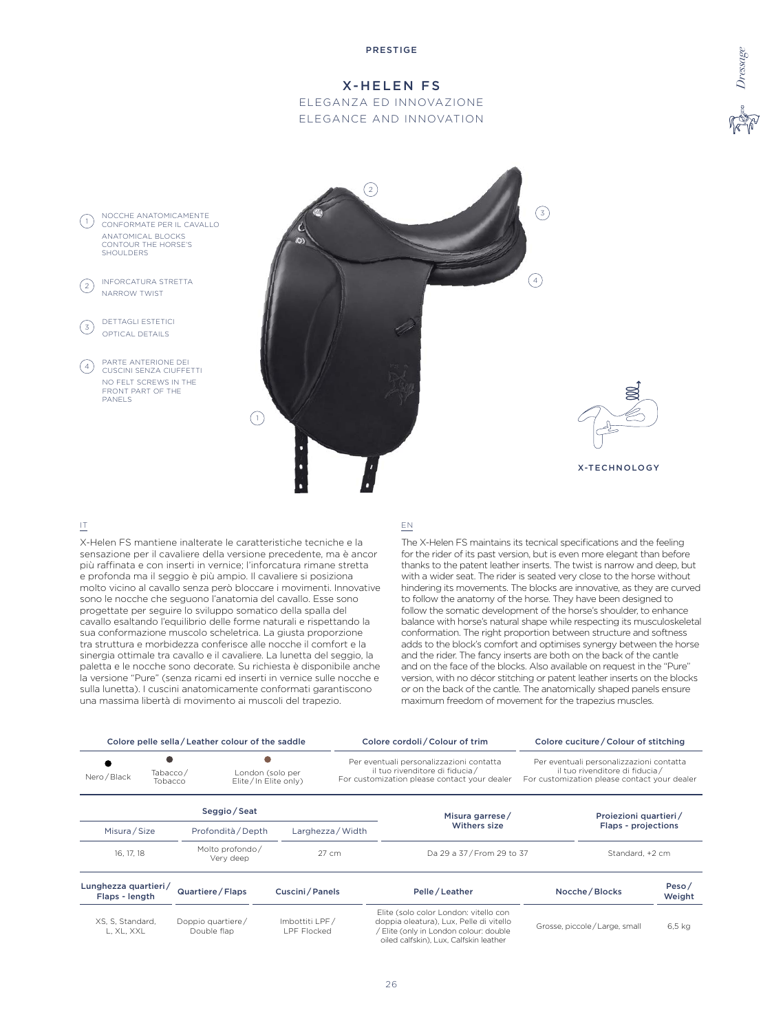PRESTIGE

# X-HELEN FS

## ELEGANZA ED INNOVAZIONE
## ELEGANCE AND INNOVATION

1. NOCCHE ANATOMICAMENTE CONFORMATE PER IL CAVALLO
   ANATOMICAL BLOCKS CONTOUR THE HORSE'S SHOULDERS
2. INFORCATURA STRETTA
   NARROW TWIST
3. DETTAGLI ESTETICI
   OPTICAL DETAILS
4. PARTE ANTERIONE DEI CUSCINI SENZA CIUFFETTI
   NO FELT SCREWS IN THE FRONT PART OF THE PANELS

X-TECHNOLOGY

IT

X-Helen FS mantiene inalterate le caratteristiche tecniche e la sensazione per il cavaliere della versione precedente, ma è ancor più raffinata e con inserti in vernice; l'inforcatura rimane stretta e profonda ma il seggio è più ampio. Il cavaliere si posiziona molto vicino al cavallo senza però bloccare i movimenti. Innovative sono le nocche che seguono l'anatomia del cavallo. Esse sono progettate per seguire lo sviluppo somatico della spalla del cavallo esaltando l'equilibrio delle forme naturali e rispettando la sua conformazione muscolo scheletrica. La giusta proporzione tra struttura e morbidezza conferisce alle nocche il comfort e la sinergia ottimale tra cavallo e il cavaliere. La lunetta del seggio, la paletta e le nocche sono decorate. Su richiesta è disponibile anche la versione "Pure" (senza ricami ed inserti in vernice sulle nocche e sulla lunetta). I cuscini anatomicamente conformati garantiscono una massima libertà di movimento ai muscoli del trapezio.

EN

The X-Helen FS maintains its tecnical specifications and the feeling for the rider of its past version, but is even more elegant than before thanks to the patent leather inserts. The twist is narrow and deep, but with a wider seat. The rider is seated very close to the horse without hindering its movements. The blocks are innovative, as they are curved to follow the anatomy of the horse. They have been designed to follow the somatic development of the horse's shoulder, to enhance balance with horse's natural shape while respecting its musculoskeletal conformation. The right proportion between structure and softness adds to the block's comfort and optimises synergy between the horse and the rider. The fancy inserts are both on the back of the cantle and on the face of the blocks. Also available on request in the "Pure" version, with no décor stitching or patent leather inserts on the blocks or on the back of the cantle. The anatomically shaped panels ensure maximum freedom of movement for the trapezius muscles.

| Colore pelle sella / Leather colour of the saddle | | | Colore cordoli / Colour of trim | Colore cuciture / Colour of stitching |
|---|---|---|---|---|
| Nero / Black | Tabacco / Tobacco | London (solo per Elite / In Elite only) | Per eventuali personalizzazioni contatta il tuo rivenditore di fiducia / For customization please contact your dealer | Per eventuali personalizzazioni contatta il tuo rivenditore di fiducia / For customization please contact your dealer |

| Seggio / Seat | | | Misura garrese / Withers size | Proiezioni quartieri / Flaps - projections |
|---|---|---|---|---|
| Misura / Size | Profondità / Depth | Larghezza / Width | | |
| 16, 17, 18 | Molto profondo / Very deep | 27 cm | Da 29 a 37 / From 29 to 37 | Standard, +2 cm |

| Lunghezza quartieri / Flaps - length | Quartiere / Flaps | Cuscini / Panels | Pelle / Leather | Nocche / Blocks | Peso / Weight |
|---|---|---|---|---|---|
| XS, S, Standard, L, XL, XXL | Doppio quartiere / Double flap | Imbottiti LPF / LPF Flocked | Elite (solo color London: vitello con doppia oleatura), Lux, Pelle di vitello / Elite (only in London colour: double oiled calfskin), Lux, Calfskin leather | Grosse, piccole / Large, small | 6,5 kg |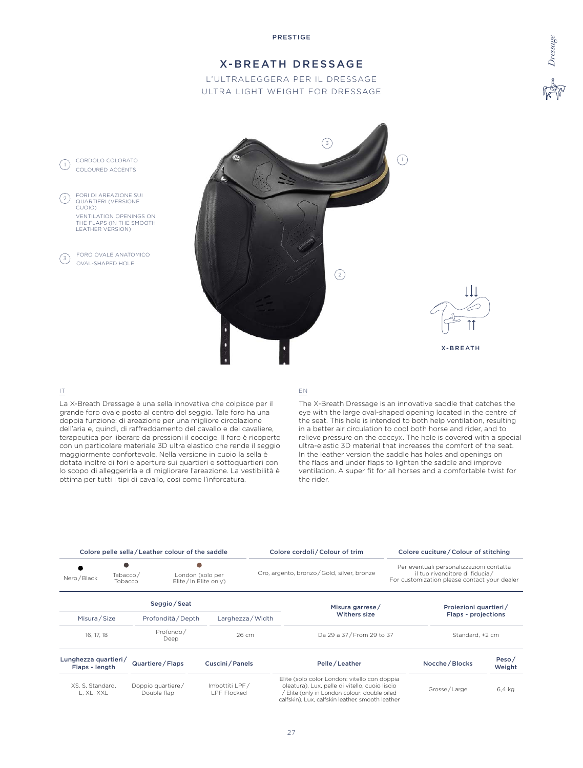PRESTIGE

# X-BREATH DRESSAGE

L'ULTRALEGGERA PER IL DRESSAGE
ULTRA LIGHT WEIGHT FOR DRESSAGE

1. CORDOLO COLORATO
   COLOURED ACCENTS
2. FORI DI AREAZIONE SUI QUARTIERI (VERSIONE CUOIO)
   VENTILATION OPENINGS ON THE FLAPS (IN THE SMOOTH LEATHER VERSION)
3. FORO OVALE ANATOMICO
   OVAL-SHAPED HOLE

X-BREATH

IT

La X-Breath Dressage è una sella innovativa che colpisce per il grande foro ovale posto al centro del seggio. Tale foro ha una doppia funzione: di areazione per una migliore circolazione dell'aria e, quindi, di raffreddamento del cavallo e del cavaliere, terapeutica per liberare da pressioni il coccige. Il foro è ricoperto con un particolare materiale 3D ultra elastico che rende il seggio maggiormente confortevole. Nella versione in cuoio la sella è dotata inoltre di fori e aperture sui quartieri e sottoquartieri con lo scopo di alleggerirla e di migliorare l'areazione. La vestibilità è ottima per tutti i tipi di cavallo, così come l'inforcatura.

EN

The X-Breath Dressage is an innovative saddle that catches the eye with the large oval-shaped opening located in the centre of the seat. This hole is intended to both help ventilation, resulting in a better air circulation to cool both horse and rider, and to relieve pressure on the coccyx. The hole is covered with a special ultra-elastic 3D material that increases the comfort of the seat. In the leather version the saddle has holes and openings on the flaps and under flaps to lighten the saddle and improve ventilation. A super fit for all horses and a comfortable twist for the rider.

| Colore pelle sella / Leather colour of the saddle | | | Colore cordoli / Colour of trim | Colore cuciture / Colour of stitching |
|---|---|---|---|---|
| Nero / Black | Tabacco / Tobacco | London (solo per Elite / In Elite only) | Oro, argento, bronzo / Gold, silver, bronze | Per eventuali personalizzazioni contatta il tuo rivenditore di fiducia / For customization please contact your dealer |

| Seggio / Seat | | | Misura garrese / Withers size | Proiezioni quartieri / Flaps - projections |
|---|---|---|---|---|
| Misura / Size | Profondità / Depth | Larghezza / Width | | |
| 16, 17, 18 | Profondo / Deep | 26 cm | Da 29 a 37 / From 29 to 37 | Standard, +2 cm |

| Lunghezza quartieri / Flaps - length | Quartiere / Flaps | Cuscini / Panels | Pelle / Leather | Nocche / Blocks | Peso / Weight |
|---|---|---|---|---|---|
| XS, S, Standard, L, XL, XXL | Doppio quartiere / Double flap | Imbottiti LPF / LPF Flocked | Elite (solo color London: vitello con doppia oleatura), Lux, pelle di vitello, cuoio liscio / Elite (only in London colour: double oiled calfskin), Lux, calfskin leather, smooth leather | Grosse / Large | 6,4 kg |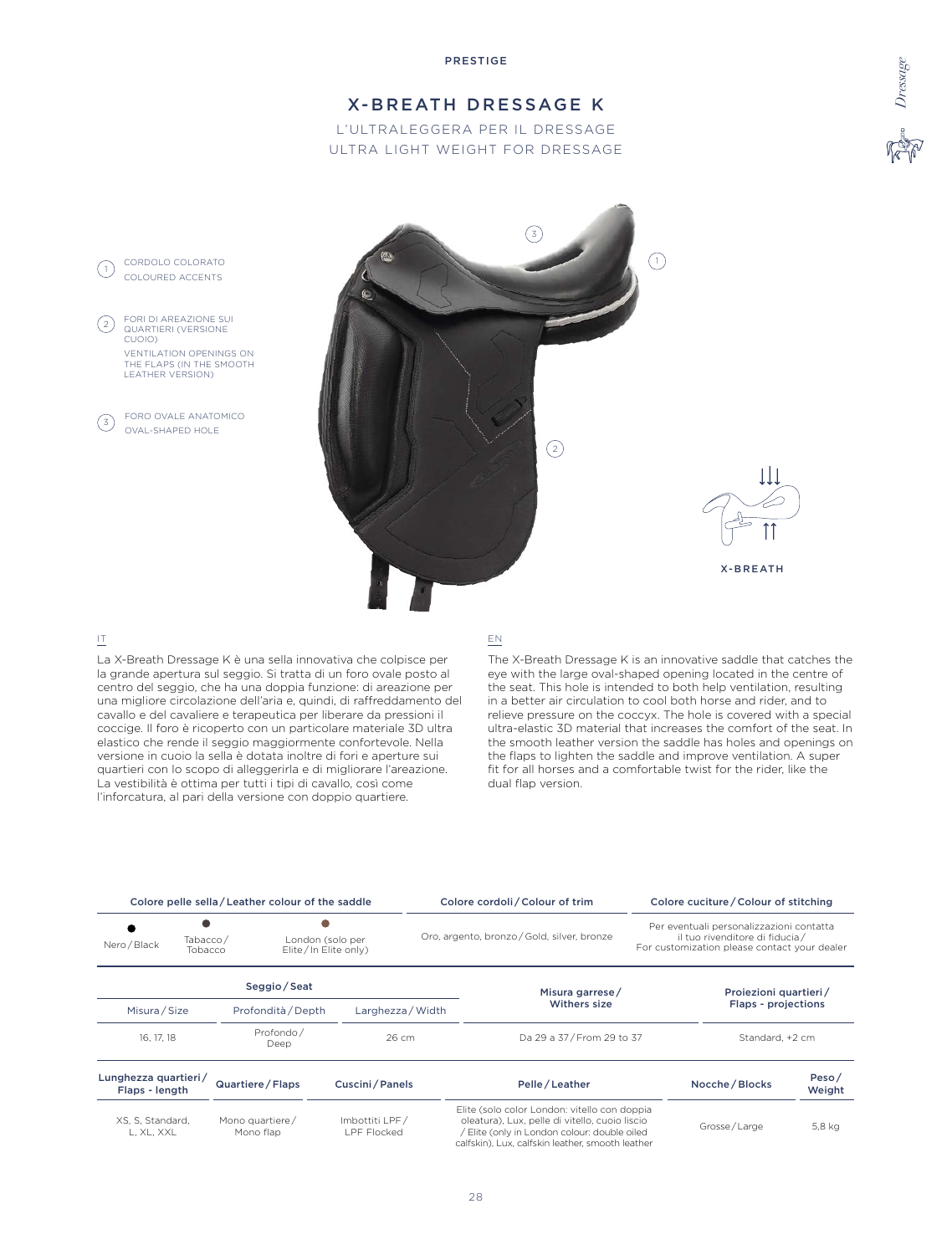PRESTIGE

# X-BREATH DRESSAGE K

L'ULTRALEGGERA PER IL DRESSAGE
ULTRA LIGHT WEIGHT FOR DRESSAGE

1. CORDOLO COLORATO
   COLOURED ACCENTS
2. FORI DI AREAZIONE SUI QUARTIERI (VERSIONE CUOIO)
   VENTILATION OPENINGS ON THE FLAPS (IN THE SMOOTH LEATHER VERSION)
3. FORO OVALE ANATOMICO
   OVAL-SHAPED HOLE

X-BREATH

IT

La X-Breath Dressage K è una sella innovativa che colpisce per la grande apertura sul seggio. Si tratta di un foro ovale posto al centro del seggio, che ha una doppia funzione: di areazione per una migliore circolazione dell'aria e, quindi, di raffreddamento del cavallo e del cavaliere e terapeutica per liberare da pressioni il coccige. Il foro è ricoperto con un particolare materiale 3D ultra elastico che rende il seggio maggiormente confortevole. Nella versione in cuoio la sella è dotata inoltre di fori e aperture sui quartieri con lo scopo di alleggerirla e di migliorare l'areazione. La vestibilità è ottima per tutti i tipi di cavallo, così come l'inforcatura, al pari della versione con doppio quartiere.

EN

The X-Breath Dressage K is an innovative saddle that catches the eye with the large oval-shaped opening located in the centre of the seat. This hole is intended to both help ventilation, resulting in a better air circulation to cool both horse and rider, and to relieve pressure on the coccyx. The hole is covered with a special ultra-elastic 3D material that increases the comfort of the seat. In the smooth leather version the saddle has holes and openings on the flaps to lighten the saddle and improve ventilation. A super fit for all horses and a comfortable twist for the rider, like the dual flap version.

| Colore pelle sella / Leather colour of the saddle | | | Colore cordoli / Colour of trim | Colore cuciture / Colour of stitching |
|---|---|---|---|---|
| Nero / Black | Tabacco / Tobacco | London (solo per Elite / In Elite only) | Oro, argento, bronzo / Gold, silver, bronze | Per eventuali personalizzazioni contatta il tuo rivenditore di fiducia / For customization please contact your dealer |

| Seggio / Seat | | | Misura garrese / Withers size | Proiezioni quartieri / Flaps - projections |
|---|---|---|---|---|
| Misura / Size | Profondità / Depth | Larghezza / Width | | |
| 16, 17, 18 | Profondo / Deep | 26 cm | Da 29 a 37 / From 29 to 37 | Standard, +2 cm |

| Lunghezza quartieri / Flaps - length | Quartiere / Flaps | Cuscini / Panels | Pelle / Leather | Nocche / Blocks | Peso / Weight |
|---|---|---|---|---|---|
| XS, S, Standard, L, XL, XXL | Mono quartiere / Mono flap | Imbottiti LPF / LPF Flocked | Elite (solo color London: vitello con doppia oleatura), Lux, pelle di vitello, cuoio liscio / Elite (only in London colour: double oiled calfskin), Lux, calfskin leather, smooth leather | Grosse / Large | 5,8 kg |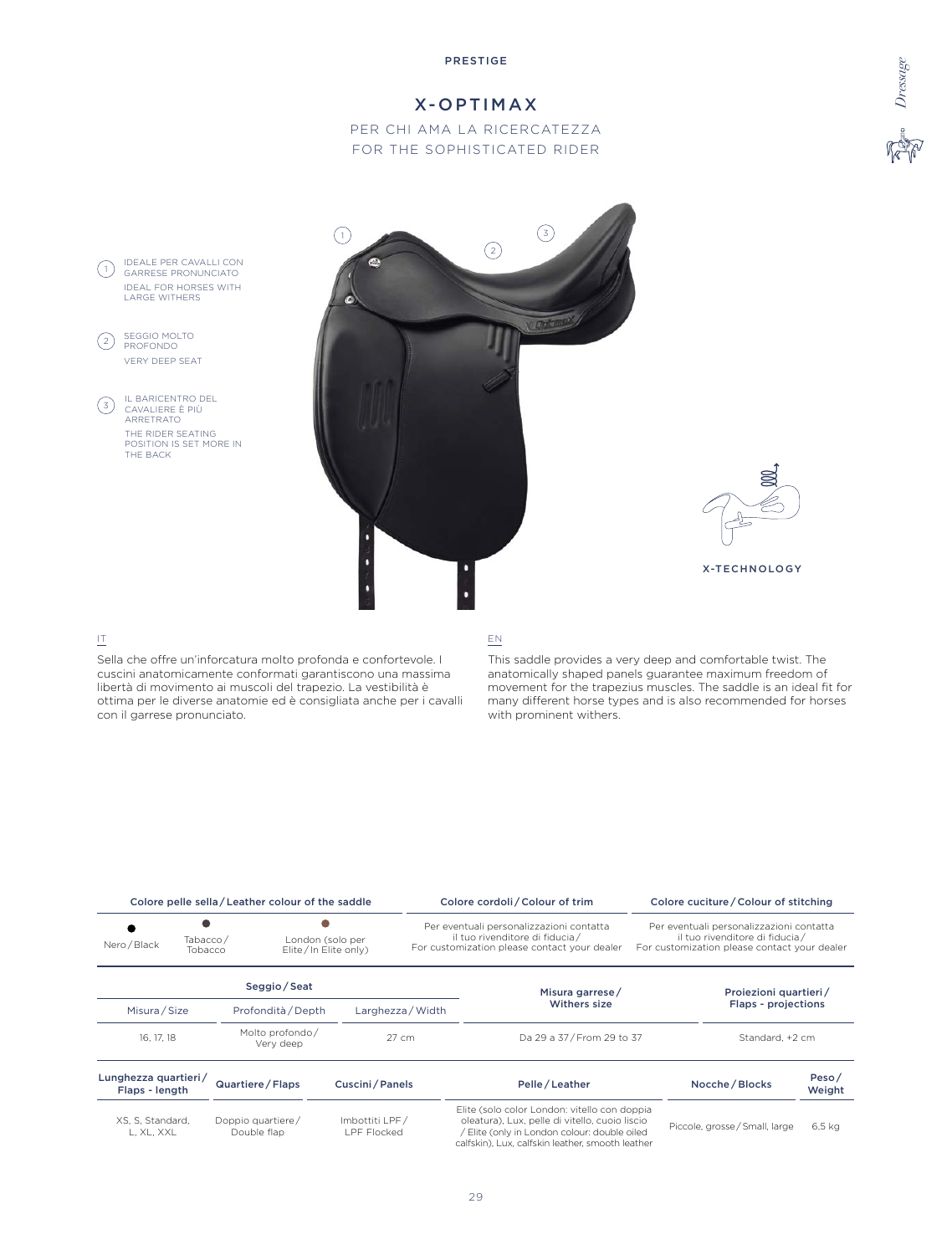PRESTIGE

# X-OPTIMAX

PER CHI AMA LA RICERCATEZZA
FOR THE SOPHISTICATED RIDER

1. IDEALE PER CAVALLI CON GARRESE PRONUNCIATO
   IDEAL FOR HORSES WITH LARGE WITHERS
2. SEGGIO MOLTO PROFONDO
   VERY DEEP SEAT
3. IL BARICENTRO DEL CAVALIERE È PIÙ ARRETRATO
   THE RIDER SEATING POSITION IS SET MORE IN THE BACK

X-TECHNOLOGY

IT

Sella che offre un'inforcatura molto profonda e confortevole. I cuscini anatomicamente conformati garantiscono una massima libertà di movimento ai muscoli del trapezio. La vestibilità è ottima per le diverse anatomie ed è consigliata anche per i cavalli con il garrese pronunciato.

EN

This saddle provides a very deep and comfortable twist. The anatomically shaped panels guarantee maximum freedom of movement for the trapezius muscles. The saddle is an ideal fit for many different horse types and is also recommended for horses with prominent withers.

| Colore pelle sella / Leather colour of the saddle | | | Colore cordoli / Colour of trim | Colore cuciture / Colour of stitching |
|---|---|---|---|---|
| Nero / Black | Tabacco / Tobacco | London (solo per Elite / In Elite only) | Per eventuali personalizzazioni contatta il tuo rivenditore di fiducia / For customization please contact your dealer | Per eventuali personalizzazioni contatta il tuo rivenditore di fiducia / For customization please contact your dealer |

| Seggio / Seat | | | Misura garrese / Withers size | Proiezioni quartieri / Flaps - projections |
|---|---|---|---|---|
| Misura / Size | Profondità / Depth | Larghezza / Width | | |
| 16, 17, 18 | Molto profondo / Very deep | 27 cm | Da 29 a 37 / From 29 to 37 | Standard, +2 cm |

| Lunghezza quartieri / Flaps - length | Quartiere / Flaps | Cuscini / Panels | Pelle / Leather | Nocche / Blocks | Peso / Weight |
|---|---|---|---|---|---|
| XS, S, Standard, L, XL, XXL | Doppio quartiere / Double flap | Imbottiti LPF / LPF Flocked | Elite (solo color London: vitello con doppia oleatura), Lux, pelle di vitello, cuoio liscio / Elite (only in London colour: double oiled calfskin), Lux, calfskin leather, smooth leather | Piccole, grosse / Small, large | 6,5 kg |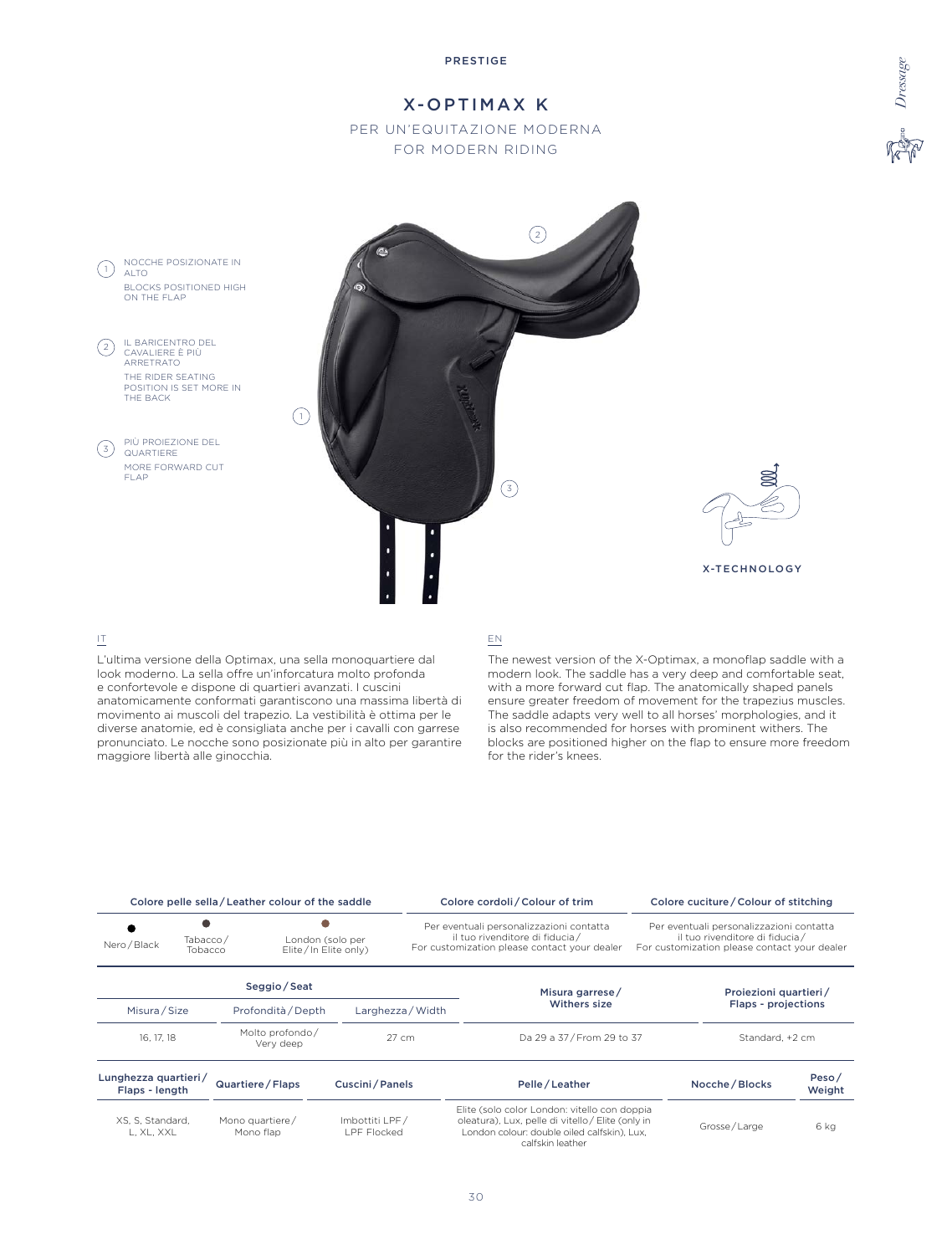PRESTIGE

# X-OPTIMAX K

PER UN'EQUITAZIONE MODERNA
FOR MODERN RIDING

1. NOCCHE POSIZIONATE IN ALTO
   BLOCKS POSITIONED HIGH ON THE FLAP
2. IL BARICENTRO DEL CAVALIERE È PIÙ ARRETRATO
   THE RIDER SEATING POSITION IS SET MORE IN THE BACK
3. PIÙ PROIEZIONE DEL QUARTIERE
   MORE FORWARD CUT FLAP

X-TECHNOLOGY

IT

L'ultima versione della Optimax, una sella monoquartiere dal look moderno. La sella offre un'inforcatura molto profonda e confortevole e dispone di quartieri avanzati. I cuscini anatomicamente conformati garantiscono una massima libertà di movimento ai muscoli del trapezio. La vestibilità è ottima per le diverse anatomie, ed è consigliata anche per i cavalli con garrese pronunciato. Le nocche sono posizionate più in alto per garantire maggiore libertà alle ginocchia.

EN

The newest version of the X-Optimax, a monoflap saddle with a modern look. The saddle has a very deep and comfortable seat, with a more forward cut flap. The anatomically shaped panels ensure greater freedom of movement for the trapezius muscles. The saddle adapts very well to all horses' morphologies, and it is also recommended for horses with prominent withers. The blocks are positioned higher on the flap to ensure more freedom for the rider's knees.

| Colore pelle sella / Leather colour of the saddle | | | Colore cordoli / Colour of trim | Colore cuciture / Colour of stitching |
|---|---|---|---|---|
| Nero / Black | Tabacco / Tobacco | London (solo per Elite / In Elite only) | Per eventuali personalizzazioni contatta il tuo rivenditore di fiducia / For customization please contact your dealer | Per eventuali personalizzazioni contatta il tuo rivenditore di fiducia / For customization please contact your dealer |

| Seggio / Seat | | | Misura garrese / Withers size | Proiezioni quartieri / Flaps - projections |
|---|---|---|---|---|
| Misura / Size | Profondità / Depth | Larghezza / Width | | |
| 16, 17, 18 | Molto profondo / Very deep | 27 cm | Da 29 a 37 / From 29 to 37 | Standard, +2 cm |

| Lunghezza quartieri / Flaps - length | Quartiere / Flaps | Cuscini / Panels | Pelle / Leather | Nocche / Blocks | Peso / Weight |
|---|---|---|---|---|---|
| XS, S, Standard, L, XL, XXL | Mono quartiere / Mono flap | Imbottiti LPF / LPF Flocked | Elite (solo color London: vitello con doppia oleatura), Lux, pelle di vitello / Elite (only in London colour: double oiled calfskin), Lux, calfskin leather | Grosse / Large | 6 kg |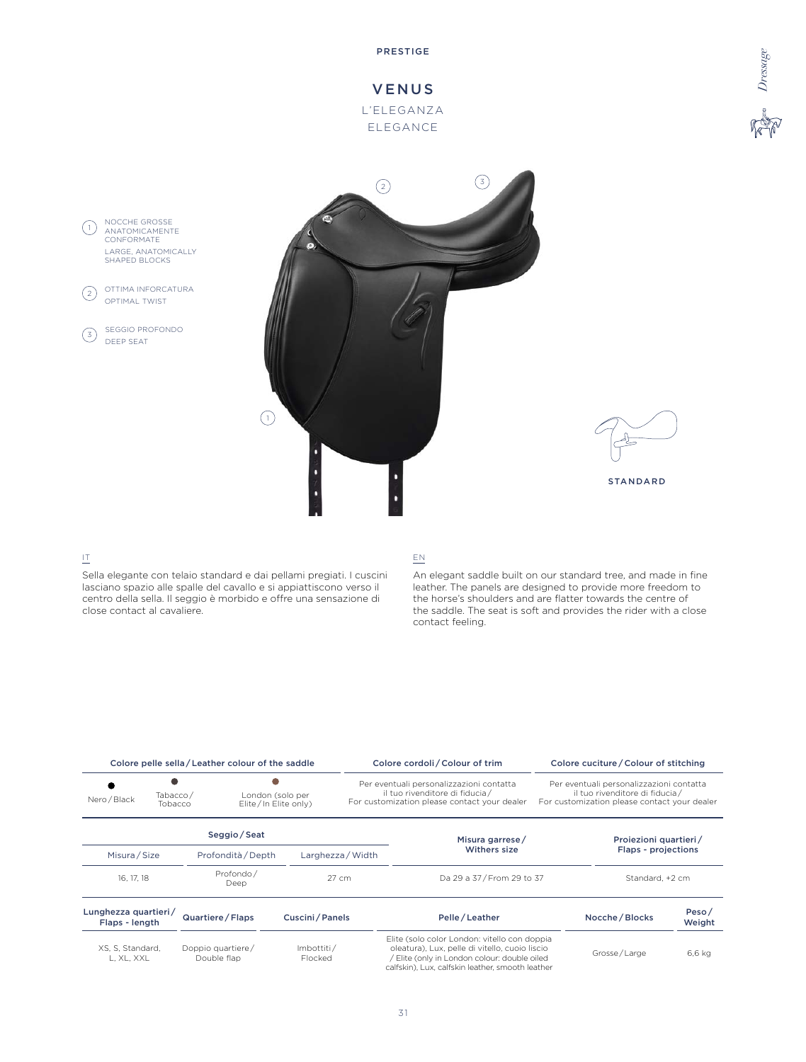PRESTIGE

# VENUS

L'ELEGANZA

ELEGANCE

1. NOCCHE GROSSE ANATOMICAMENTE CONFORMATE
   LARGE, ANATOMICALLY SHAPED BLOCKS
2. OTTIMA INFORCATURA
   OPTIMAL TWIST
3. SEGGIO PROFONDO
   DEEP SEAT

STANDARD

IT

Sella elegante con telaio standard e dai pellami pregiati. I cuscini lasciano spazio alle spalle del cavallo e si appiattiscono verso il centro della sella. Il seggio è morbido e offre una sensazione di close contact al cavaliere.

EN

An elegant saddle built on our standard tree, and made in fine leather. The panels are designed to provide more freedom to the horse's shoulders and are flatter towards the centre of the saddle. The seat is soft and provides the rider with a close contact feeling.

| Colore pelle sella / Leather colour of the saddle | | | Colore cordoli / Colour of trim | Colore cuciture / Colour of stitching |
|---|---|---|---|---|
| Nero / Black | Tabacco / Tobacco | London (solo per Elite / In Elite only) | Per eventuali personalizzazioni contatta il tuo rivenditore di fiducia / For customization please contact your dealer | Per eventuali personalizzazioni contatta il tuo rivenditore di fiducia / For customization please contact your dealer |

| Seggio / Seat | | | Misura garrese / Withers size | Proiezioni quartieri / Flaps - projections |
|---|---|---|---|---|
| Misura / Size | Profondità / Depth | Larghezza / Width | | |
| 16, 17, 18 | Profondo / Deep | 27 cm | Da 29 a 37 / From 29 to 37 | Standard, +2 cm |

| Lunghezza quartieri / Flaps - length | Quartiere / Flaps | Cuscini / Panels | Pelle / Leather | Nocche / Blocks | Peso / Weight |
|---|---|---|---|---|---|
| XS, S, Standard, L, XL, XXL | Doppio quartiere / Double flap | Imbottiti / Flocked | Elite (solo color London: vitello con doppia oleatura), Lux, pelle di vitello, cuoio liscio / Elite (only in London colour: double oiled calfskin), Lux, calfskin leather, smooth leather | Grosse / Large | 6,6 kg |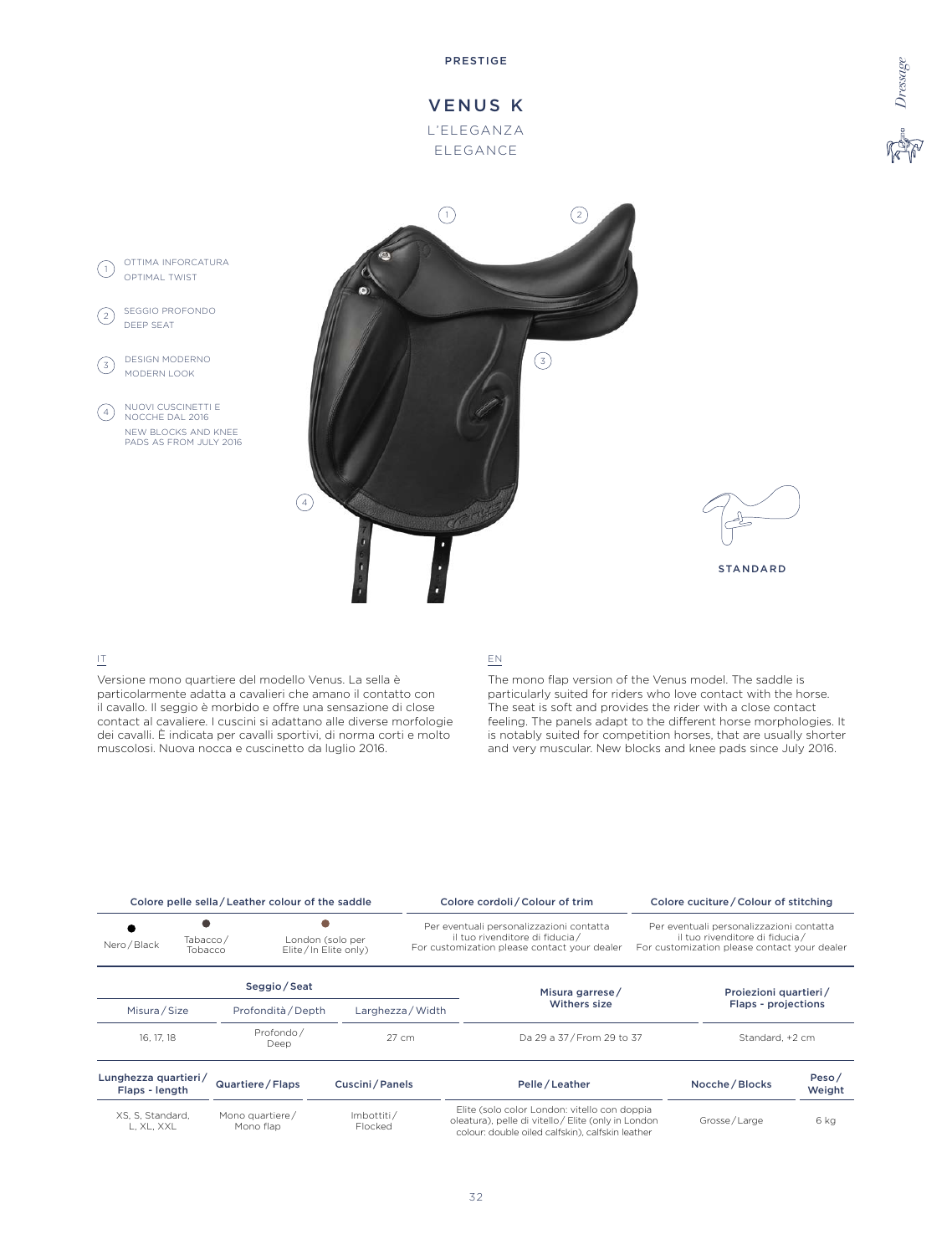PRESTIGE

# VENUS K

L'ELEGANZA

ELEGANCE

1. OTTIMA INFORCATURA
   OPTIMAL TWIST
2. SEGGIO PROFONDO
   DEEP SEAT
3. DESIGN MODERNO
   MODERN LOOK
4. NUOVI CUSCINETTI E NOCCHE DAL 2016
   NEW BLOCKS AND KNEE PADS AS FROM JULY 2016

STANDARD

IT

Versione mono quartiere del modello Venus. La sella è particolarmente adatta a cavalieri che amano il contatto con il cavallo. Il seggio è morbido e offre una sensazione di close contact al cavaliere. I cuscini si adattano alle diverse morfologie dei cavalli. È indicata per cavalli sportivi, di norma corti e molto muscolosi. Nuova nocca e cuscinetto da luglio 2016.

EN

The mono flap version of the Venus model. The saddle is particularly suited for riders who love contact with the horse. The seat is soft and provides the rider with a close contact feeling. The panels adapt to the different horse morphologies. It is notably suited for competition horses, that are usually shorter and very muscular. New blocks and knee pads since July 2016.

| Colore pelle sella / Leather colour of the saddle | | | Colore cordoli / Colour of trim | Colore cuciture / Colour of stitching |
|---|---|---|---|---|
| Nero / Black | Tabacco / Tobacco | London (solo per Elite / In Elite only) | Per eventuali personalizzazioni contatta il tuo rivenditore di fiducia / For customization please contact your dealer | Per eventuali personalizzazioni contatta il tuo rivenditore di fiducia / For customization please contact your dealer |

| Seggio / Seat | | | Misura garrese / Withers size | Proiezioni quartieri / Flaps - projections |
|---|---|---|---|---|
| Misura / Size | Profondità / Depth | Larghezza / Width | | |
| 16, 17, 18 | Profondo / Deep | 27 cm | Da 29 a 37 / From 29 to 37 | Standard, +2 cm |

| Lunghezza quartieri / Flaps - length | Quartiere / Flaps | Cuscini / Panels | Pelle / Leather | Nocche / Blocks | Peso / Weight |
|---|---|---|---|---|---|
| XS, S, Standard, L, XL, XXL | Mono quartiere / Mono flap | Imbottiti / Flocked | Elite (solo color London: vitello con doppia oleatura), pelle di vitello / Elite (only in London colour: double oiled calfskin), calfskin leather | Grosse / Large | 6 kg |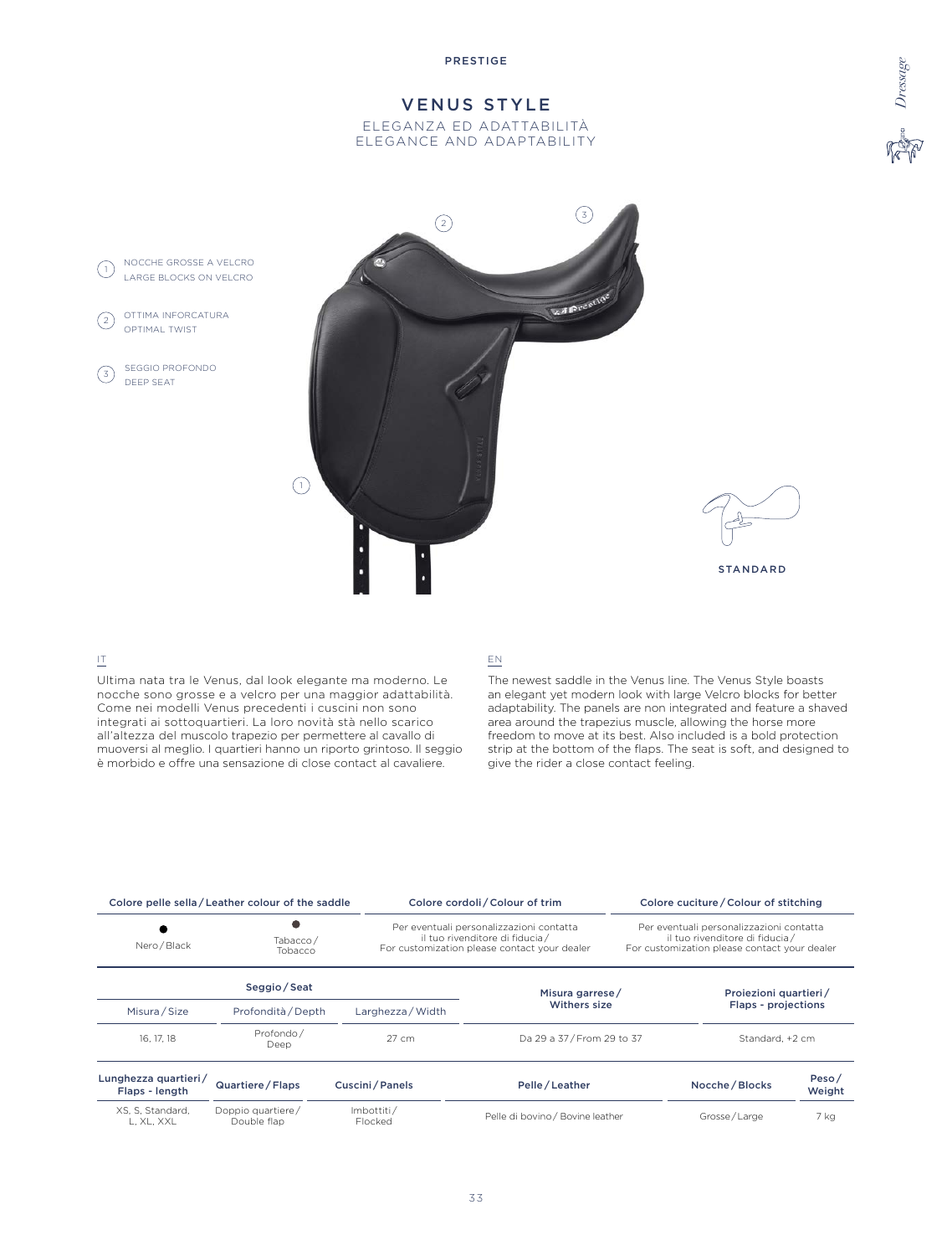PRESTIGE

# VENUS STYLE

ELEGANZA ED ADATTABILITÀ
ELEGANCE AND ADAPTABILITY

1. NOCCHE GROSSE A VELCRO
   LARGE BLOCKS ON VELCRO
2. OTTIMA INFORCATURA
   OPTIMAL TWIST
3. SEGGIO PROFONDO
   DEEP SEAT

STANDARD

IT

Ultima nata tra le Venus, dal look elegante ma moderno. Le nocche sono grosse e a velcro per una maggior adattabilità. Come nei modelli Venus precedenti i cuscini non sono integrati ai sottoquartieri. La loro novità stà nello scarico all'altezza del muscolo trapezio per permettere al cavallo di muoversi al meglio. I quartieri hanno un riporto grintoso. Il seggio è morbido e offre una sensazione di close contact al cavaliere.

EN

The newest saddle in the Venus line. The Venus Style boasts an elegant yet modern look with large Velcro blocks for better adaptability. The panels are non integrated and feature a shaved area around the trapezius muscle, allowing the horse more freedom to move at its best. Also included is a bold protection strip at the bottom of the flaps. The seat is soft, and designed to give the rider a close contact feeling.

| Colore pelle sella / Leather colour of the saddle | | Colore cordoli / Colour of trim | Colore cuciture / Colour of stitching |
|---|---|---|---|
| Nero / Black | Tabacco / Tobacco | Per eventuali personalizzazioni contatta il tuo rivenditore di fiducia / For customization please contact your dealer | Per eventuali personalizzazioni contatta il tuo rivenditore di fiducia / For customization please contact your dealer |

| Seggio / Seat | | | Misura garrese / Withers size | Proiezioni quartieri / Flaps - projections |
|---|---|---|---|---|
| Misura / Size | Profondità / Depth | Larghezza / Width | | |
| 16, 17, 18 | Profondo / Deep | 27 cm | Da 29 a 37 / From 29 to 37 | Standard, +2 cm |

| Lunghezza quartieri / Flaps - length | Quartiere / Flaps | Cuscini / Panels | Pelle / Leather | Nocche / Blocks | Peso / Weight |
|---|---|---|---|---|---|
| XS, S, Standard, L, XL, XXL | Doppio quartiere / Double flap | Imbottiti / Flocked | Pelle di bovino / Bovine leather | Grosse / Large | 7 kg |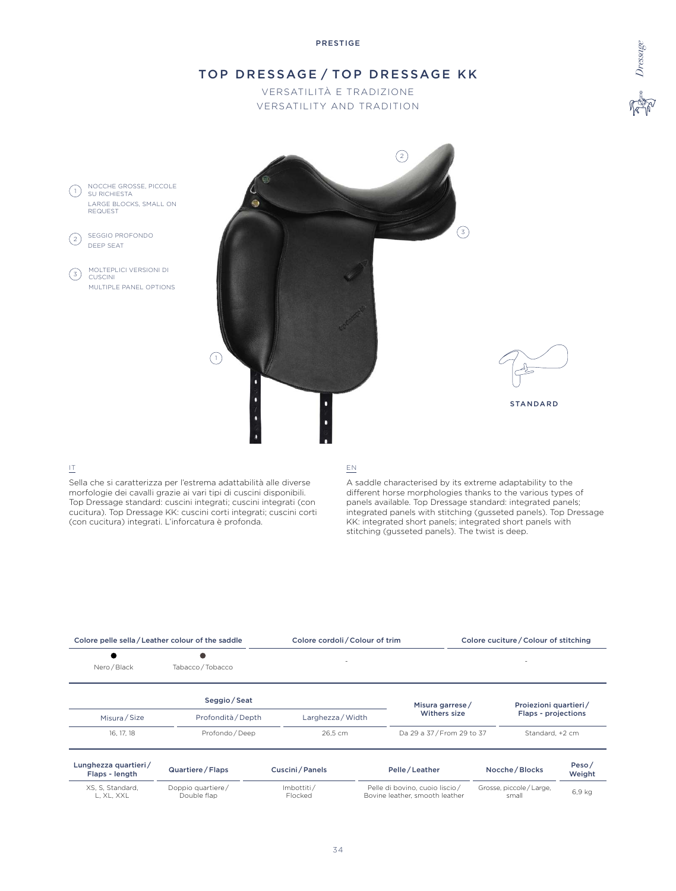PRESTIGE

# TOP DRESSAGE / TOP DRESSAGE KK

VERSATILITÀ E TRADIZIONE

VERSATILITY AND TRADITION

1. NOCCHE GROSSE, PICCOLE SU RICHIESTA
   LARGE BLOCKS, SMALL ON REQUEST
2. SEGGIO PROFONDO
   DEEP SEAT
3. MOLTEPLICI VERSIONI DI CUSCINI
   MULTIPLE PANEL OPTIONS

STANDARD

IT

Sella che si caratterizza per l'estrema adattabilità alle diverse morfologie dei cavalli grazie ai vari tipi di cuscini disponibili. Top Dressage standard: cuscini integrati; cuscini integrati (con cucitura). Top Dressage KK: cuscini corti integrati; cuscini corti (con cucitura) integrati. L'inforcatura è profonda.

EN

A saddle characterised by its extreme adaptability to the different horse morphologies thanks to the various types of panels available. Top Dressage standard: integrated panels; integrated panels with stitching (gusseted panels). Top Dressage KK: integrated short panels; integrated short panels with stitching (gusseted panels). The twist is deep.

| Colore pelle sella / Leather colour of the saddle | | Colore cordoli / Colour of trim | Colore cuciture / Colour of stitching |
|---|---|---|---|
| ● Nero / Black | ● Tabacco / Tobacco | - | - |

| Seggio / Seat | | | Misura garrese / Withers size | Proiezioni quartieri / Flaps - projections |
|---|---|---|---|---|
| Misura / Size | Profondità / Depth | Larghezza / Width | | |
| 16, 17, 18 | Profondo / Deep | 26,5 cm | Da 29 a 37 / From 29 to 37 | Standard, +2 cm |

| Lunghezza quartieri / Flaps - length | Quartiere / Flaps | Cuscini / Panels | Pelle / Leather | Nocche / Blocks | Peso / Weight |
|---|---|---|---|---|---|
| XS, S, Standard, L, XL, XXL | Doppio quartiere / Double flap | Imbottiti / Flocked | Pelle di bovino, cuoio liscio / Bovine leather, smooth leather | Grosse, piccole / Large, small | 6,9 kg |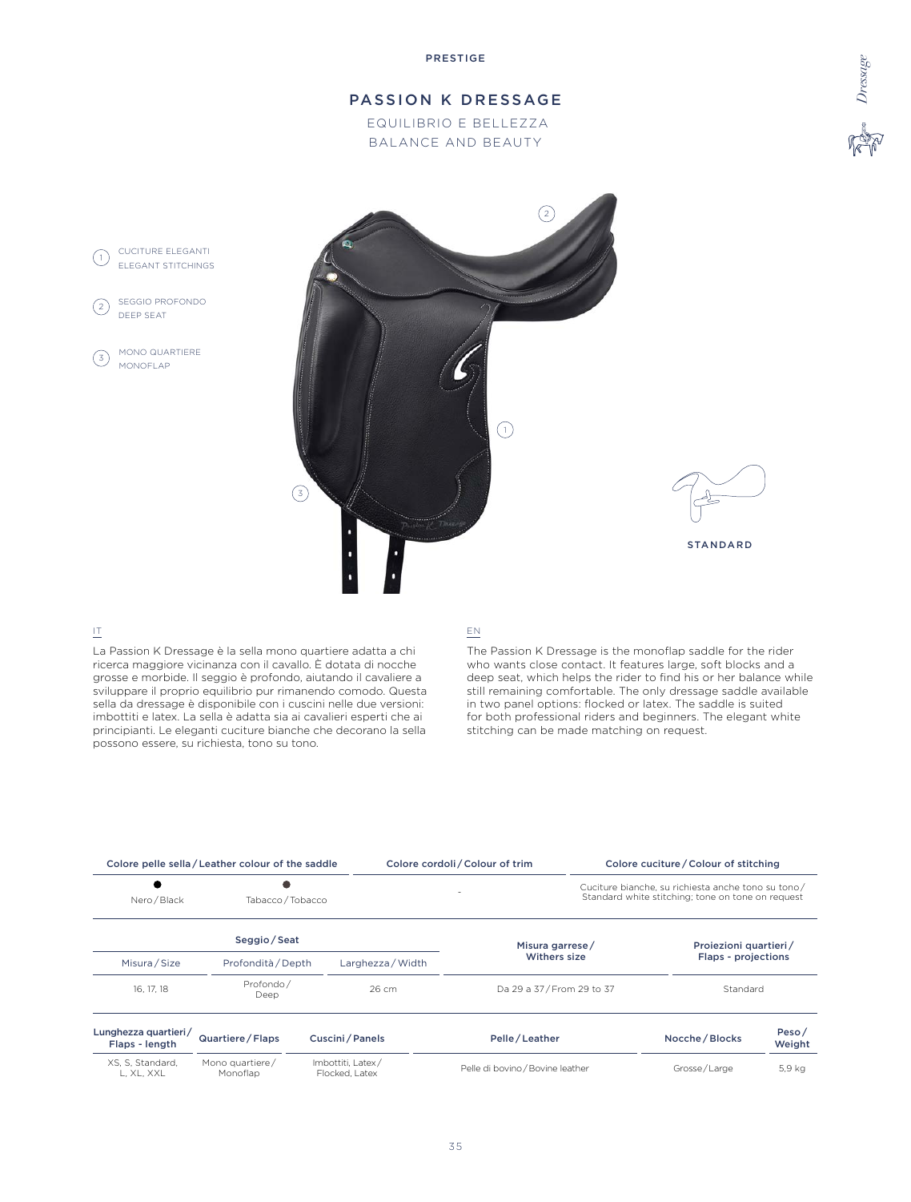PRESTIGE

# PASSION K DRESSAGE

EQUILIBRIO E BELLEZZA
BALANCE AND BEAUTY

1. CUCITURE ELEGANTI
   ELEGANT STITCHINGS
2. SEGGIO PROFONDO
   DEEP SEAT
3. MONO QUARTIERE
   MONOFLAP

STANDARD

IT

La Passion K Dressage è la sella mono quartiere adatta a chi ricerca maggiore vicinanza con il cavallo. È dotata di nocche grosse e morbide. Il seggio è profondo, aiutando il cavaliere a sviluppare il proprio equilibrio pur rimanendo comodo. Questa sella da dressage è disponibile con i cuscini nelle due versioni: imbottiti e latex. La sella è adatta sia ai cavalieri esperti che ai principianti. Le eleganti cuciture bianche che decorano la sella possono essere, su richiesta, tono su tono.

EN

The Passion K Dressage is the monoflap saddle for the rider who wants close contact. It features large, soft blocks and a deep seat, which helps the rider to find his or her balance while still remaining comfortable. The only dressage saddle available in two panel options: flocked or latex. The saddle is suited for both professional riders and beginners. The elegant white stitching can be made matching on request.

| Colore pelle sella / Leather colour of the saddle | | Colore cordoli / Colour of trim | Colore cuciture / Colour of stitching |
|---|---|---|---|
| Nero / Black | Tabacco / Tobacco | - | Cuciture bianche, su richiesta anche tono su tono / Standard white stitching; tone on tone on request |

| Seggio / Seat | | | Misura garrese / Withers size | Proiezioni quartieri / Flaps - projections |
|---|---|---|---|---|
| Misura / Size | Profondità / Depth | Larghezza / Width | | |
| 16, 17, 18 | Profondo / Deep | 26 cm | Da 29 a 37 / From 29 to 37 | Standard |

| Lunghezza quartieri / Flaps - length | Quartiere / Flaps | Cuscini / Panels | Pelle / Leather | Nocche / Blocks | Peso / Weight |
|---|---|---|---|---|---|
| XS, S, Standard, L, XL, XXL | Mono quartiere / Monoflap | Imbottiti, Latex / Flocked, Latex | Pelle di bovino / Bovine leather | Grosse / Large | 5,9 kg |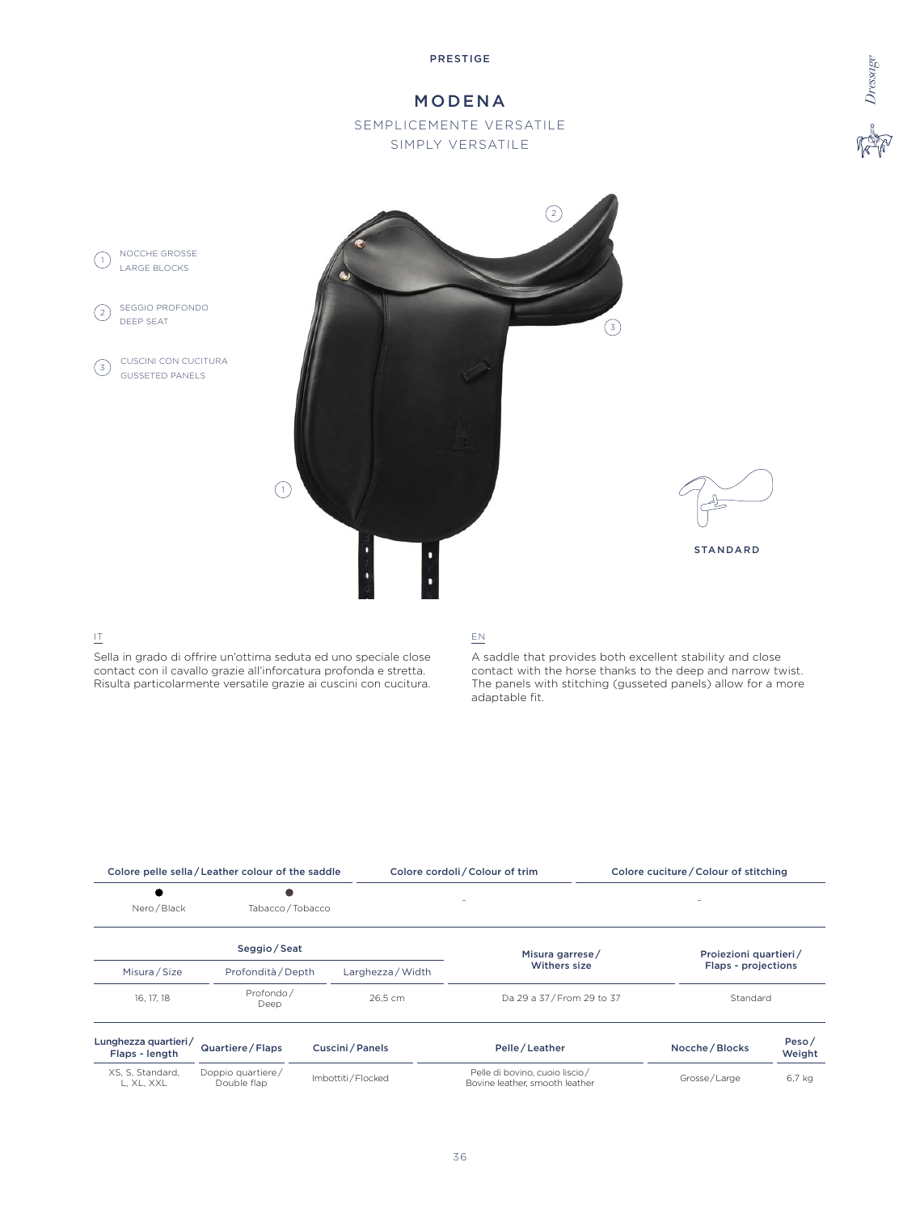PRESTIGE

# MODENA

SEMPLICEMENTE VERSATILE

SIMPLY VERSATILE

Dressage

1. NOCCHE GROSSE
   LARGE BLOCKS
2. SEGGIO PROFONDO
   DEEP SEAT
3. CUSCINI CON CUCITURA
   GUSSETED PANELS

STANDARD

IT

Sella in grado di offrire un'ottima seduta ed uno speciale close contact con il cavallo grazie all'inforcatura profonda e stretta. Risulta particolarmente versatile grazie ai cuscini con cucitura.

EN

A saddle that provides both excellent stability and close contact with the horse thanks to the deep and narrow twist. The panels with stitching (gusseted panels) allow for a more adaptable fit.

| Colore pelle sella / Leather colour of the saddle | | Colore cordoli / Colour of trim | Colore cuciture / Colour of stitching |
|---|---|---|---|
| Nero / Black | Tabacco / Tobacco | - | - |

| Seggio / Seat | | | Misura garrese / Withers size | Proiezioni quartieri / Flaps - projections |
|---|---|---|---|---|
| Misura / Size | Profondità / Depth | Larghezza / Width | | |
| 16, 17, 18 | Profondo / Deep | 26,5 cm | Da 29 a 37 / From 29 to 37 | Standard |

| Lunghezza quartieri / Flaps - length | Quartiere / Flaps | Cuscini / Panels | Pelle / Leather | Nocche / Blocks | Peso / Weight |
|---|---|---|---|---|---|
| XS, S, Standard, L, XL, XXL | Doppio quartiere / Double flap | Imbottiti / Flocked | Pelle di bovino, cuoio liscio / Bovine leather, smooth leather | Grosse / Large | 6,7 kg |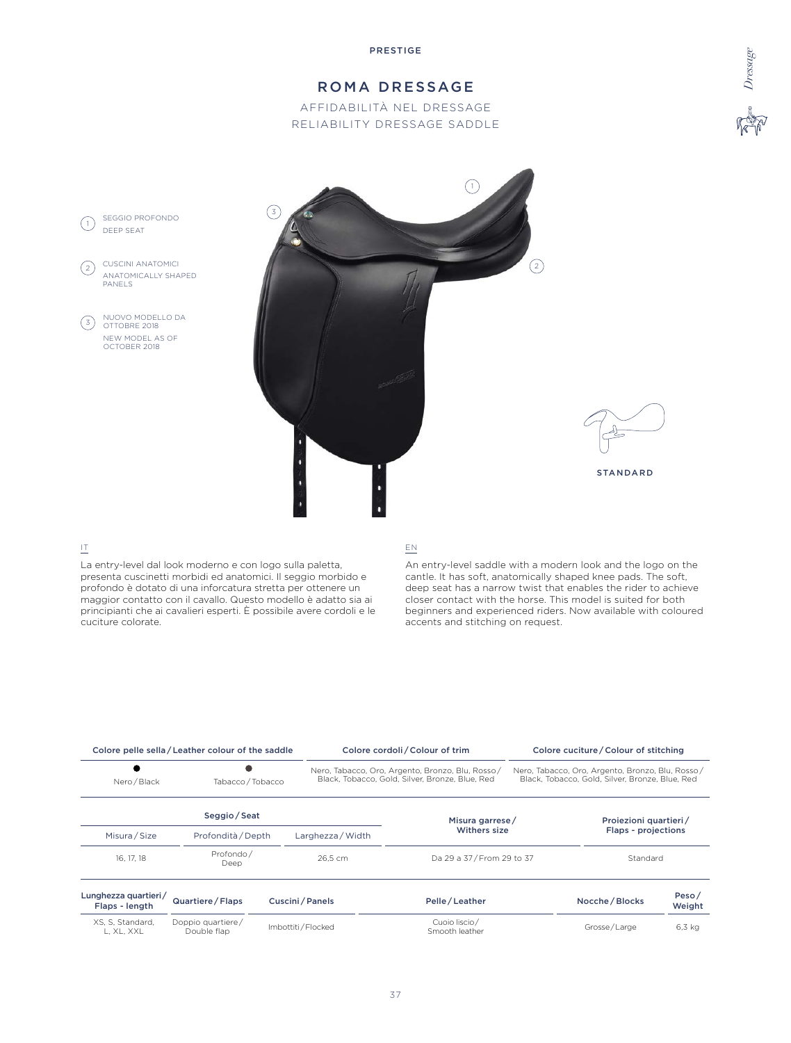PRESTIGE

# ROMA DRESSAGE

AFFIDABILITÀ NEL DRESSAGE

RELIABILITY DRESSAGE SADDLE

1. SEGGIO PROFONDO
   DEEP SEAT
2. CUSCINI ANATOMICI
   ANATOMICALLY SHAPED PANELS
3. NUOVO MODELLO DA OTTOBRE 2018
   NEW MODEL AS OF OCTOBER 2018

STANDARD

IT

La entry-level dal look moderno e con logo sulla paletta, presenta cuscinetti morbidi ed anatomici. Il seggio morbido e profondo è dotato di una inforcatura stretta per ottenere un maggior contatto con il cavallo. Questo modello è adatto sia ai principianti che ai cavalieri esperti. È possibile avere cordoli e le cuciture colorate.

EN

An entry-level saddle with a modern look and the logo on the cantle. It has soft, anatomically shaped knee pads. The soft, deep seat has a narrow twist that enables the rider to achieve closer contact with the horse. This model is suited for both beginners and experienced riders. Now available with coloured accents and stitching on request.

| Colore pelle sella / Leather colour of the saddle | | Colore cordoli / Colour of trim | Colore cuciture / Colour of stitching |
|---|---|---|---|
| Nero / Black | Tabacco / Tobacco | Nero, Tabacco, Oro, Argento, Bronzo, Blu, Rosso / Black, Tobacco, Gold, Silver, Bronze, Blue, Red | Nero, Tabacco, Oro, Argento, Bronzo, Blu, Rosso / Black, Tobacco, Gold, Silver, Bronze, Blue, Red |

| Seggio / Seat | | | Misura garrese / Withers size | Proiezioni quartieri / Flaps - projections |
|---|---|---|---|---|
| Misura / Size | Profondità / Depth | Larghezza / Width | | |
| 16, 17, 18 | Profondo / Deep | 26,5 cm | Da 29 a 37 / From 29 to 37 | Standard |

| Lunghezza quartieri / Flaps - length | Quartiere / Flaps | Cuscini / Panels | Pelle / Leather | Nocche / Blocks | Peso / Weight |
|---|---|---|---|---|---|
| XS, S, Standard, L, XL, XXL | Doppio quartiere / Double flap | Imbottiti / Flocked | Cuoio liscio / Smooth leather | Grosse / Large | 6,3 kg |